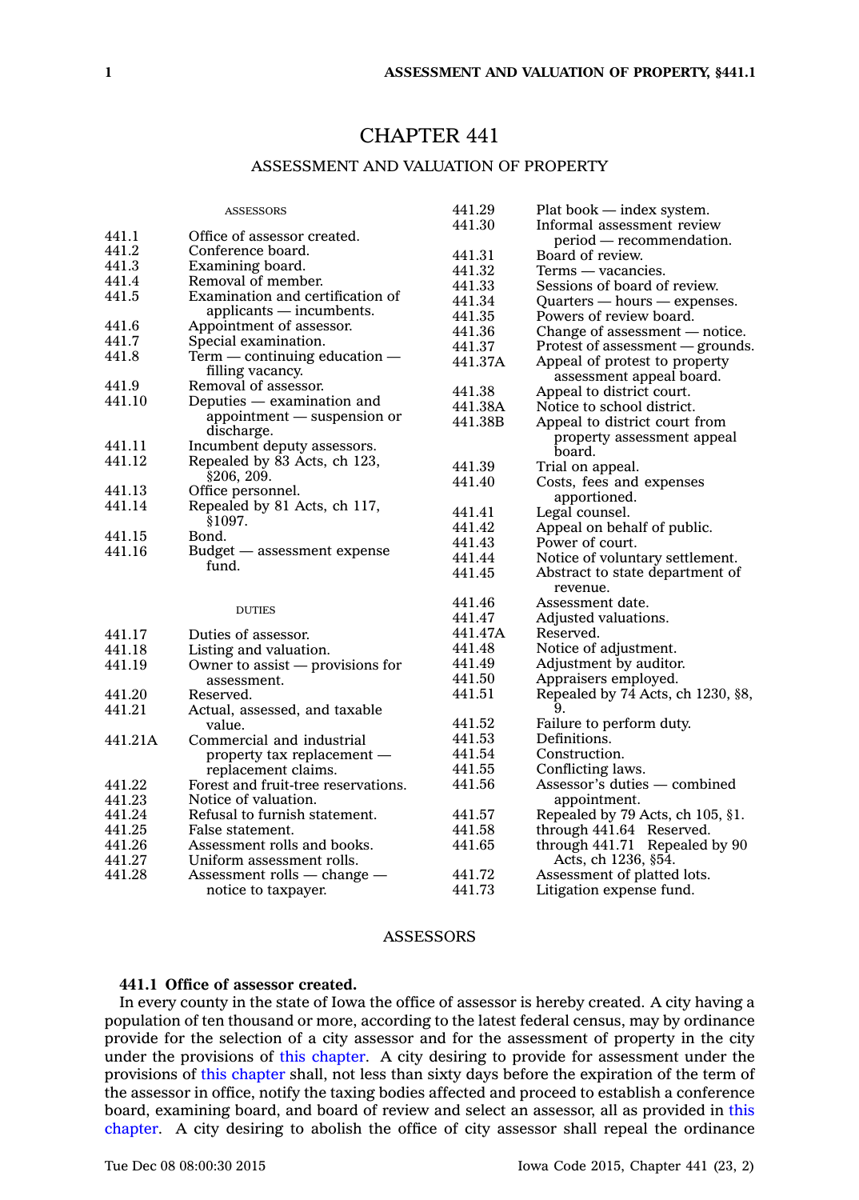# CHAPTER 441

## ASSESSMENT AND VALUATION OF PROPERTY

ASSESSORS

| | |
|---|---|
| 441.1 | Office of assessor created. |
| 441.2 | Conference board. |
| 441.3 | Examining board. |
| 441.4 | Removal of member. |
| 441.5 | Examination and certification of applicants — incumbents. |
| 441.6 | Appointment of assessor. |
| 441.7 | Special examination. |
| 441.8 | Term — continuing education — filling vacancy. |
| 441.9 | Removal of assessor. |
| 441.10 | Deputies — examination and appointment — suspension or discharge. |
| 441.11 | Incumbent deputy assessors. |
| 441.12 | Repealed by 83 Acts, ch 123, §206, 209. |
| 441.13 | Office personnel. |
| 441.14 | Repealed by 81 Acts, ch 117, §1097. |
| 441.15 | Bond. |
| 441.16 | Budget — assessment expense fund. |

DUTIES

| | |
|---|---|
| 441.17 | Duties of assessor. |
| 441.18 | Listing and valuation. |
| 441.19 | Owner to assist — provisions for assessment. |
| 441.20 | Reserved. |
| 441.21 | Actual, assessed, and taxable value. |
| 441.21A | Commercial and industrial property tax replacement — replacement claims. |
| 441.22 | Forest and fruit-tree reservations. |
| 441.23 | Notice of valuation. |
| 441.24 | Refusal to furnish statement. |
| 441.25 | False statement. |
| 441.26 | Assessment rolls and books. |
| 441.27 | Uniform assessment rolls. |
| 441.28 | Assessment rolls — change — notice to taxpayer. |
| 441.29 | Plat book — index system. |
| 441.30 | Informal assessment review period — recommendation. |
| 441.31 | Board of review. |
| 441.32 | Terms — vacancies. |
| 441.33 | Sessions of board of review. |
| 441.34 | Quarters — hours — expenses. |
| 441.35 | Powers of review board. |
| 441.36 | Change of assessment — notice. |
| 441.37 | Protest of assessment — grounds. |
| 441.37A | Appeal of protest to property assessment appeal board. |
| 441.38 | Appeal to district court. |
| 441.38A | Notice to school district. |
| 441.38B | Appeal to district court from property assessment appeal board. |
| 441.39 | Trial on appeal. |
| 441.40 | Costs, fees and expenses apportioned. |
| 441.41 | Legal counsel. |
| 441.42 | Appeal on behalf of public. |
| 441.43 | Power of court. |
| 441.44 | Notice of voluntary settlement. |
| 441.45 | Abstract to state department of revenue. |
| 441.46 | Assessment date. |
| 441.47 | Adjusted valuations. |
| 441.47A | Reserved. |
| 441.48 | Notice of adjustment. |
| 441.49 | Adjustment by auditor. |
| 441.50 | Appraisers employed. |
| 441.51 | Repealed by 74 Acts, ch 1230, §8, 9. |
| 441.52 | Failure to perform duty. |
| 441.53 | Definitions. |
| 441.54 | Construction. |
| 441.55 | Conflicting laws. |
| 441.56 | Assessor's duties — combined appointment. |
| 441.57 | Repealed by 79 Acts, ch 105, §1. |
| 441.58 through 441.64 | Reserved. |
| 441.65 through 441.71 | Repealed by 90 Acts, ch 1236, §54. |
| 441.72 | Assessment of platted lots. |
| 441.73 | Litigation expense fund. |

ASSESSORS

**441.1 Office of assessor created.**

In every county in the state of Iowa the office of assessor is hereby created. A city having a population of ten thousand or more, according to the latest federal census, may by ordinance provide for the selection of a city assessor and for the assessment of property in the city under the provisions of this chapter. A city desiring to provide for assessment under the provisions of this chapter shall, not less than sixty days before the expiration of the term of the assessor in office, notify the taxing bodies affected and proceed to establish a conference board, examining board, and board of review and select an assessor, all as provided in this chapter. A city desiring to abolish the office of city assessor shall repeal the ordinance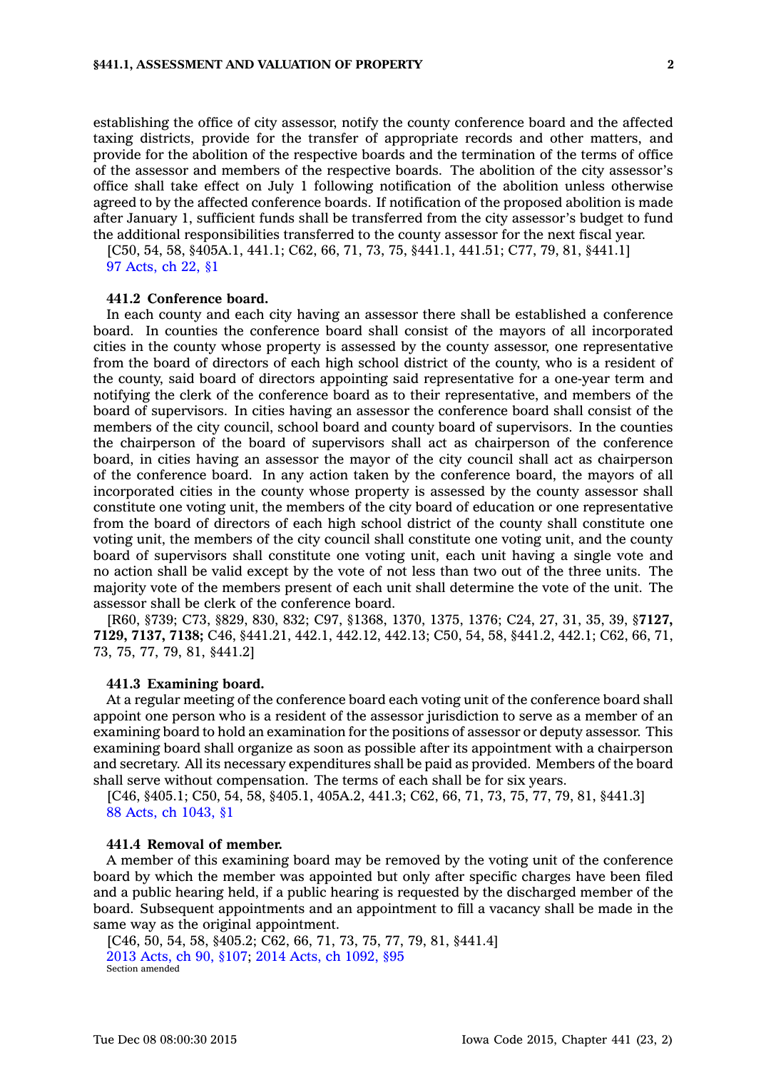establishing the office of city assessor, notify the county conference board and the affected taxing districts, provide for the transfer of appropriate records and other matters, and provide for the abolition of the respective boards and the termination of the terms of office of the assessor and members of the respective boards. The abolition of the city assessor's office shall take effect on July 1 following notification of the abolition unless otherwise agreed to by the affected conference boards. If notification of the proposed abolition is made after January 1, sufficient funds shall be transferred from the city assessor's budget to fund the additional responsibilities transferred to the county assessor for the next fiscal year.

[C50, 54, 58, §405A.1, 441.1; C62, 66, 71, 73, 75, §441.1, 441.51; C77, 79, 81, §441.1]
97 Acts, ch 22, §1

**441.2 Conference board.**

In each county and each city having an assessor there shall be established a conference board. In counties the conference board shall consist of the mayors of all incorporated cities in the county whose property is assessed by the county assessor, one representative from the board of directors of each high school district of the county, who is a resident of the county, said board of directors appointing said representative for a one-year term and notifying the clerk of the conference board as to their representative, and members of the board of supervisors. In cities having an assessor the conference board shall consist of the members of the city council, school board and county board of supervisors. In the counties the chairperson of the board of supervisors shall act as chairperson of the conference board, in cities having an assessor the mayor of the city council shall act as chairperson of the conference board. In any action taken by the conference board, the mayors of all incorporated cities in the county whose property is assessed by the county assessor shall constitute one voting unit, the members of the city board of education or one representative from the board of directors of each high school district of the county shall constitute one voting unit, the members of the city council shall constitute one voting unit, and the county board of supervisors shall constitute one voting unit, each unit having a single vote and no action shall be valid except by the vote of not less than two out of the three units. The majority vote of the members present of each unit shall determine the vote of the unit. The assessor shall be clerk of the conference board.

[R60, §739; C73, §829, 830, 832; C97, §1368, 1370, 1375, 1376; C24, 27, 31, 35, 39, §**7127, 7129, 7137, 7138;** C46, §441.21, 442.1, 442.12, 442.13; C50, 54, 58, §441.2, 442.1; C62, 66, 71, 73, 75, 77, 79, 81, §441.2]

**441.3 Examining board.**

At a regular meeting of the conference board each voting unit of the conference board shall appoint one person who is a resident of the assessor jurisdiction to serve as a member of an examining board to hold an examination for the positions of assessor or deputy assessor. This examining board shall organize as soon as possible after its appointment with a chairperson and secretary. All its necessary expenditures shall be paid as provided. Members of the board shall serve without compensation. The terms of each shall be for six years.

[C46, §405.1; C50, 54, 58, §405.1, 405A.2, 441.3; C62, 66, 71, 73, 75, 77, 79, 81, §441.3]
88 Acts, ch 1043, §1

**441.4 Removal of member.**

A member of this examining board may be removed by the voting unit of the conference board by which the member was appointed but only after specific charges have been filed and a public hearing held, if a public hearing is requested by the discharged member of the board. Subsequent appointments and an appointment to fill a vacancy shall be made in the same way as the original appointment.

[C46, 50, 54, 58, §405.2; C62, 66, 71, 73, 75, 77, 79, 81, §441.4]
2013 Acts, ch 90, §107; 2014 Acts, ch 1092, §95
Section amended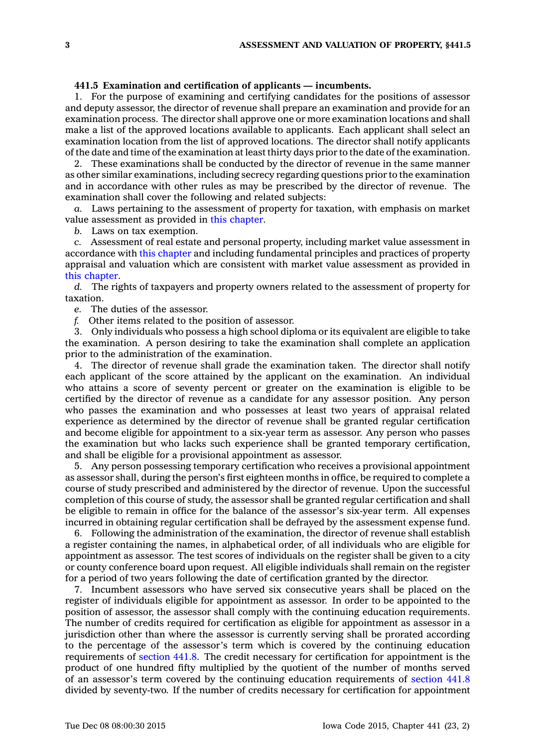**441.5 Examination and certification of applicants — incumbents.**

1. For the purpose of examining and certifying candidates for the positions of assessor and deputy assessor, the director of revenue shall prepare an examination and provide for an examination process. The director shall approve one or more examination locations and shall make a list of the approved locations available to applicants. Each applicant shall select an examination location from the list of approved locations. The director shall notify applicants of the date and time of the examination at least thirty days prior to the date of the examination.

2. These examinations shall be conducted by the director of revenue in the same manner as other similar examinations, including secrecy regarding questions prior to the examination and in accordance with other rules as may be prescribed by the director of revenue. The examination shall cover the following and related subjects:

*a.* Laws pertaining to the assessment of property for taxation, with emphasis on market value assessment as provided in this chapter.

*b.* Laws on tax exemption.

*c.* Assessment of real estate and personal property, including market value assessment in accordance with this chapter and including fundamental principles and practices of property appraisal and valuation which are consistent with market value assessment as provided in this chapter.

*d.* The rights of taxpayers and property owners related to the assessment of property for taxation.

*e.* The duties of the assessor.

*f.* Other items related to the position of assessor.

3. Only individuals who possess a high school diploma or its equivalent are eligible to take the examination. A person desiring to take the examination shall complete an application prior to the administration of the examination.

4. The director of revenue shall grade the examination taken. The director shall notify each applicant of the score attained by the applicant on the examination. An individual who attains a score of seventy percent or greater on the examination is eligible to be certified by the director of revenue as a candidate for any assessor position. Any person who passes the examination and who possesses at least two years of appraisal related experience as determined by the director of revenue shall be granted regular certification and become eligible for appointment to a six-year term as assessor. Any person who passes the examination but who lacks such experience shall be granted temporary certification, and shall be eligible for a provisional appointment as assessor.

5. Any person possessing temporary certification who receives a provisional appointment as assessor shall, during the person's first eighteen months in office, be required to complete a course of study prescribed and administered by the director of revenue. Upon the successful completion of this course of study, the assessor shall be granted regular certification and shall be eligible to remain in office for the balance of the assessor's six-year term. All expenses incurred in obtaining regular certification shall be defrayed by the assessment expense fund.

6. Following the administration of the examination, the director of revenue shall establish a register containing the names, in alphabetical order, of all individuals who are eligible for appointment as assessor. The test scores of individuals on the register shall be given to a city or county conference board upon request. All eligible individuals shall remain on the register for a period of two years following the date of certification granted by the director.

7. Incumbent assessors who have served six consecutive years shall be placed on the register of individuals eligible for appointment as assessor. In order to be appointed to the position of assessor, the assessor shall comply with the continuing education requirements. The number of credits required for certification as eligible for appointment as assessor in a jurisdiction other than where the assessor is currently serving shall be prorated according to the percentage of the assessor's term which is covered by the continuing education requirements of section 441.8. The credit necessary for certification for appointment is the product of one hundred fifty multiplied by the quotient of the number of months served of an assessor's term covered by the continuing education requirements of section 441.8 divided by seventy-two. If the number of credits necessary for certification for appointment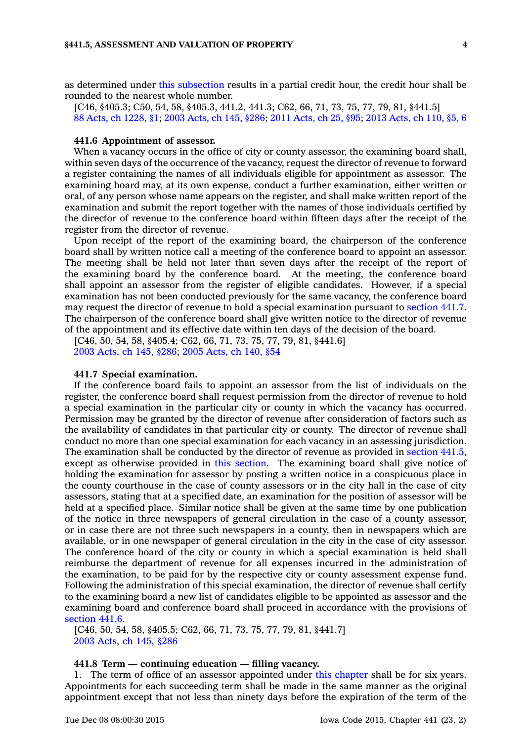as determined under this subsection results in a partial credit hour, the credit hour shall be rounded to the nearest whole number.

[C46, §405.3; C50, 54, 58, §405.3, 441.2, 441.3; C62, 66, 71, 73, 75, 77, 79, 81, §441.5]
88 Acts, ch 1228, §1; 2003 Acts, ch 145, §286; 2011 Acts, ch 25, §95; 2013 Acts, ch 110, §5, 6

**441.6 Appointment of assessor.**

When a vacancy occurs in the office of city or county assessor, the examining board shall, within seven days of the occurrence of the vacancy, request the director of revenue to forward a register containing the names of all individuals eligible for appointment as assessor. The examining board may, at its own expense, conduct a further examination, either written or oral, of any person whose name appears on the register, and shall make written report of the examination and submit the report together with the names of those individuals certified by the director of revenue to the conference board within fifteen days after the receipt of the register from the director of revenue.

Upon receipt of the report of the examining board, the chairperson of the conference board shall by written notice call a meeting of the conference board to appoint an assessor. The meeting shall be held not later than seven days after the receipt of the report of the examining board by the conference board. At the meeting, the conference board shall appoint an assessor from the register of eligible candidates. However, if a special examination has not been conducted previously for the same vacancy, the conference board may request the director of revenue to hold a special examination pursuant to section 441.7. The chairperson of the conference board shall give written notice to the director of revenue of the appointment and its effective date within ten days of the decision of the board.

[C46, 50, 54, 58, §405.4; C62, 66, 71, 73, 75, 77, 79, 81, §441.6]
2003 Acts, ch 145, §286; 2005 Acts, ch 140, §54

**441.7 Special examination.**

If the conference board fails to appoint an assessor from the list of individuals on the register, the conference board shall request permission from the director of revenue to hold a special examination in the particular city or county in which the vacancy has occurred. Permission may be granted by the director of revenue after consideration of factors such as the availability of candidates in that particular city or county. The director of revenue shall conduct no more than one special examination for each vacancy in an assessing jurisdiction. The examination shall be conducted by the director of revenue as provided in section 441.5, except as otherwise provided in this section. The examining board shall give notice of holding the examination for assessor by posting a written notice in a conspicuous place in the county courthouse in the case of county assessors or in the city hall in the case of city assessors, stating that at a specified date, an examination for the position of assessor will be held at a specified place. Similar notice shall be given at the same time by one publication of the notice in three newspapers of general circulation in the case of a county assessor, or in case there are not three such newspapers in a county, then in newspapers which are available, or in one newspaper of general circulation in the city in the case of city assessor. The conference board of the city or county in which a special examination is held shall reimburse the department of revenue for all expenses incurred in the administration of the examination, to be paid for by the respective city or county assessment expense fund. Following the administration of this special examination, the director of revenue shall certify to the examining board a new list of candidates eligible to be appointed as assessor and the examining board and conference board shall proceed in accordance with the provisions of section 441.6.

[C46, 50, 54, 58, §405.5; C62, 66, 71, 73, 75, 77, 79, 81, §441.7]
2003 Acts, ch 145, §286

**441.8 Term — continuing education — filling vacancy.**

1. The term of office of an assessor appointed under this chapter shall be for six years. Appointments for each succeeding term shall be made in the same manner as the original appointment except that not less than ninety days before the expiration of the term of the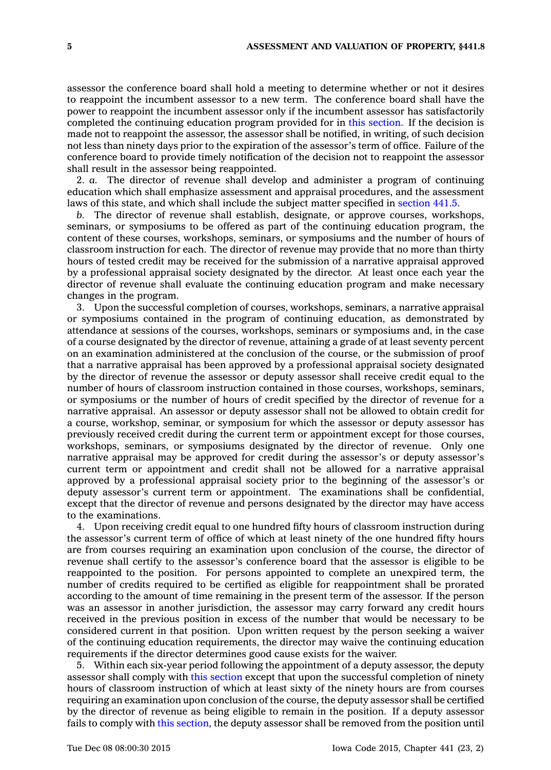assessor the conference board shall hold a meeting to determine whether or not it desires to reappoint the incumbent assessor to a new term. The conference board shall have the power to reappoint the incumbent assessor only if the incumbent assessor has satisfactorily completed the continuing education program provided for in this section. If the decision is made not to reappoint the assessor, the assessor shall be notified, in writing, of such decision not less than ninety days prior to the expiration of the assessor's term of office. Failure of the conference board to provide timely notification of the decision not to reappoint the assessor shall result in the assessor being reappointed.

2. *a.* The director of revenue shall develop and administer a program of continuing education which shall emphasize assessment and appraisal procedures, and the assessment laws of this state, and which shall include the subject matter specified in section 441.5.

*b.* The director of revenue shall establish, designate, or approve courses, workshops, seminars, or symposiums to be offered as part of the continuing education program, the content of these courses, workshops, seminars, or symposiums and the number of hours of classroom instruction for each. The director of revenue may provide that no more than thirty hours of tested credit may be received for the submission of a narrative appraisal approved by a professional appraisal society designated by the director. At least once each year the director of revenue shall evaluate the continuing education program and make necessary changes in the program.

3. Upon the successful completion of courses, workshops, seminars, a narrative appraisal or symposiums contained in the program of continuing education, as demonstrated by attendance at sessions of the courses, workshops, seminars or symposiums and, in the case of a course designated by the director of revenue, attaining a grade of at least seventy percent on an examination administered at the conclusion of the course, or the submission of proof that a narrative appraisal has been approved by a professional appraisal society designated by the director of revenue the assessor or deputy assessor shall receive credit equal to the number of hours of classroom instruction contained in those courses, workshops, seminars, or symposiums or the number of hours of credit specified by the director of revenue for a narrative appraisal. An assessor or deputy assessor shall not be allowed to obtain credit for a course, workshop, seminar, or symposium for which the assessor or deputy assessor has previously received credit during the current term or appointment except for those courses, workshops, seminars, or symposiums designated by the director of revenue. Only one narrative appraisal may be approved for credit during the assessor's or deputy assessor's current term or appointment and credit shall not be allowed for a narrative appraisal approved by a professional appraisal society prior to the beginning of the assessor's or deputy assessor's current term or appointment. The examinations shall be confidential, except that the director of revenue and persons designated by the director may have access to the examinations.

4. Upon receiving credit equal to one hundred fifty hours of classroom instruction during the assessor's current term of office of which at least ninety of the one hundred fifty hours are from courses requiring an examination upon conclusion of the course, the director of revenue shall certify to the assessor's conference board that the assessor is eligible to be reappointed to the position. For persons appointed to complete an unexpired term, the number of credits required to be certified as eligible for reappointment shall be prorated according to the amount of time remaining in the present term of the assessor. If the person was an assessor in another jurisdiction, the assessor may carry forward any credit hours received in the previous position in excess of the number that would be necessary to be considered current in that position. Upon written request by the person seeking a waiver of the continuing education requirements, the director may waive the continuing education requirements if the director determines good cause exists for the waiver.

5. Within each six-year period following the appointment of a deputy assessor, the deputy assessor shall comply with this section except that upon the successful completion of ninety hours of classroom instruction of which at least sixty of the ninety hours are from courses requiring an examination upon conclusion of the course, the deputy assessor shall be certified by the director of revenue as being eligible to remain in the position. If a deputy assessor fails to comply with this section, the deputy assessor shall be removed from the position until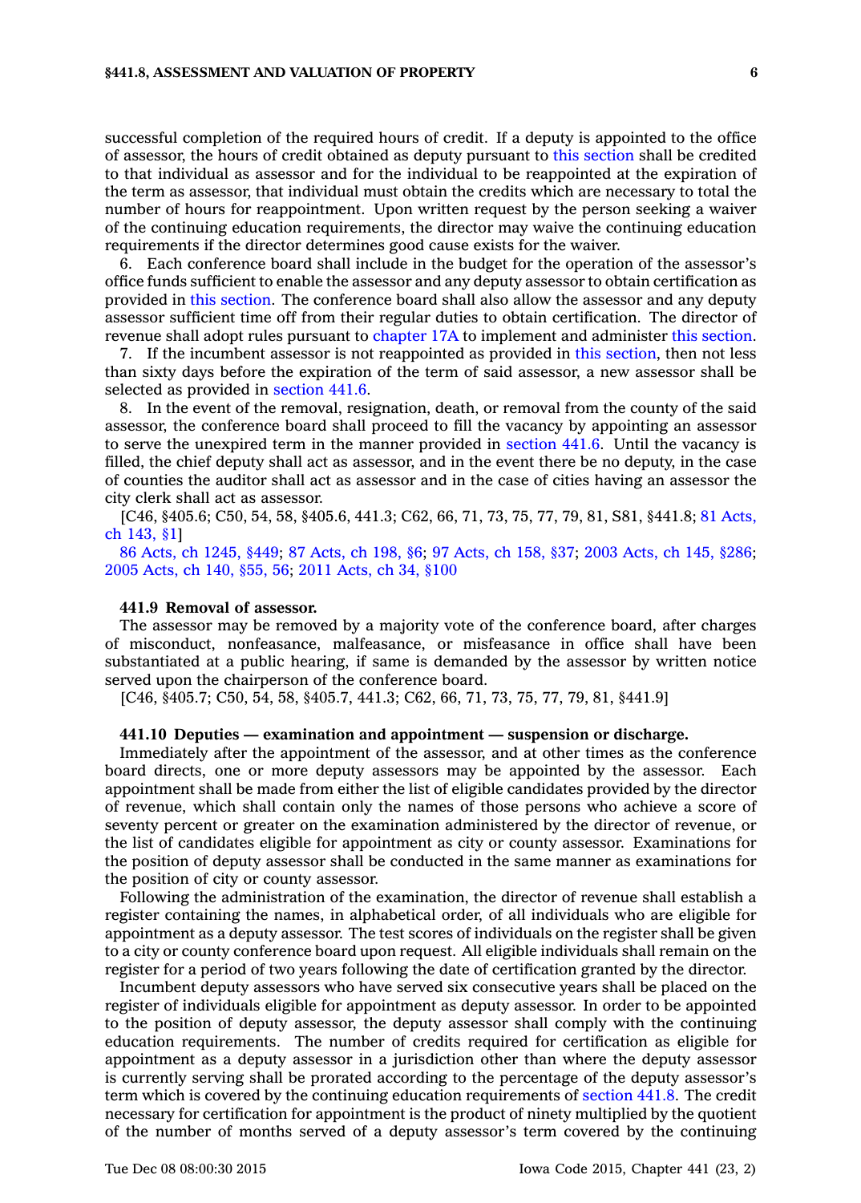successful completion of the required hours of credit. If a deputy is appointed to the office of assessor, the hours of credit obtained as deputy pursuant to this section shall be credited to that individual as assessor and for the individual to be reappointed at the expiration of the term as assessor, that individual must obtain the credits which are necessary to total the number of hours for reappointment. Upon written request by the person seeking a waiver of the continuing education requirements, the director may waive the continuing education requirements if the director determines good cause exists for the waiver.

6. Each conference board shall include in the budget for the operation of the assessor's office funds sufficient to enable the assessor and any deputy assessor to obtain certification as provided in this section. The conference board shall also allow the assessor and any deputy assessor sufficient time off from their regular duties to obtain certification. The director of revenue shall adopt rules pursuant to chapter 17A to implement and administer this section.

7. If the incumbent assessor is not reappointed as provided in this section, then not less than sixty days before the expiration of the term of said assessor, a new assessor shall be selected as provided in section 441.6.

8. In the event of the removal, resignation, death, or removal from the county of the said assessor, the conference board shall proceed to fill the vacancy by appointing an assessor to serve the unexpired term in the manner provided in section 441.6. Until the vacancy is filled, the chief deputy shall act as assessor, and in the event there be no deputy, in the case of counties the auditor shall act as assessor and in the case of cities having an assessor the city clerk shall act as assessor.

[C46, §405.6; C50, 54, 58, §405.6, 441.3; C62, 66, 71, 73, 75, 77, 79, 81, S81, §441.8; 81 Acts, ch 143, §1]

86 Acts, ch 1245, §449; 87 Acts, ch 198, §6; 97 Acts, ch 158, §37; 2003 Acts, ch 145, §286; 2005 Acts, ch 140, §55, 56; 2011 Acts, ch 34, §100

**441.9 Removal of assessor.**

The assessor may be removed by a majority vote of the conference board, after charges of misconduct, nonfeasance, malfeasance, or misfeasance in office shall have been substantiated at a public hearing, if same is demanded by the assessor by written notice served upon the chairperson of the conference board.

[C46, §405.7; C50, 54, 58, §405.7, 441.3; C62, 66, 71, 73, 75, 77, 79, 81, §441.9]

**441.10 Deputies — examination and appointment — suspension or discharge.**

Immediately after the appointment of the assessor, and at other times as the conference board directs, one or more deputy assessors may be appointed by the assessor. Each appointment shall be made from either the list of eligible candidates provided by the director of revenue, which shall contain only the names of those persons who achieve a score of seventy percent or greater on the examination administered by the director of revenue, or the list of candidates eligible for appointment as city or county assessor. Examinations for the position of deputy assessor shall be conducted in the same manner as examinations for the position of city or county assessor.

Following the administration of the examination, the director of revenue shall establish a register containing the names, in alphabetical order, of all individuals who are eligible for appointment as a deputy assessor. The test scores of individuals on the register shall be given to a city or county conference board upon request. All eligible individuals shall remain on the register for a period of two years following the date of certification granted by the director.

Incumbent deputy assessors who have served six consecutive years shall be placed on the register of individuals eligible for appointment as deputy assessor. In order to be appointed to the position of deputy assessor, the deputy assessor shall comply with the continuing education requirements. The number of credits required for certification as eligible for appointment as a deputy assessor in a jurisdiction other than where the deputy assessor is currently serving shall be prorated according to the percentage of the deputy assessor's term which is covered by the continuing education requirements of section 441.8. The credit necessary for certification for appointment is the product of ninety multiplied by the quotient of the number of months served of a deputy assessor's term covered by the continuing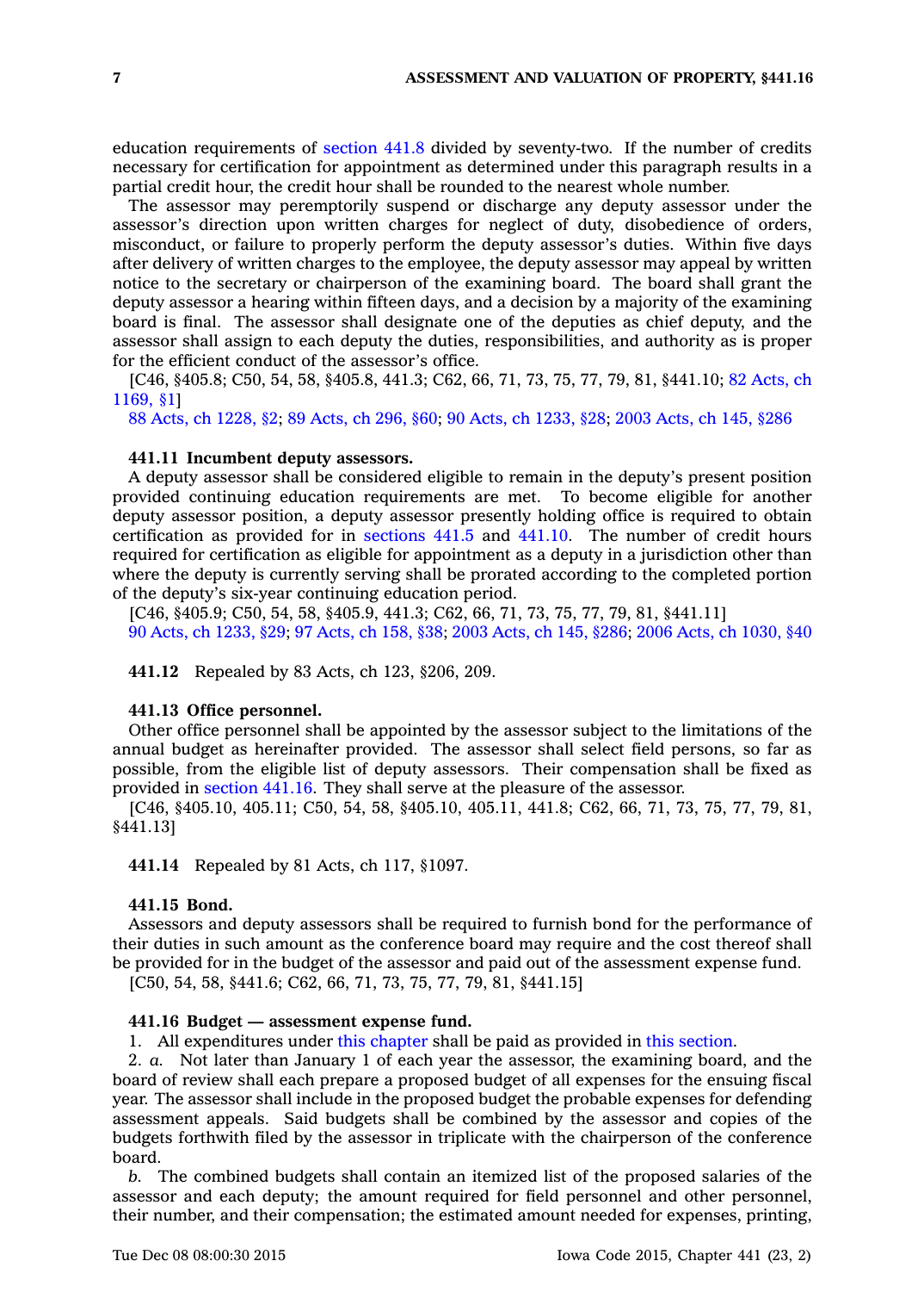education requirements of section 441.8 divided by seventy-two. If the number of credits necessary for certification for appointment as determined under this paragraph results in a partial credit hour, the credit hour shall be rounded to the nearest whole number.

The assessor may peremptorily suspend or discharge any deputy assessor under the assessor's direction upon written charges for neglect of duty, disobedience of orders, misconduct, or failure to properly perform the deputy assessor's duties. Within five days after delivery of written charges to the employee, the deputy assessor may appeal by written notice to the secretary or chairperson of the examining board. The board shall grant the deputy assessor a hearing within fifteen days, and a decision by a majority of the examining board is final. The assessor shall designate one of the deputies as chief deputy, and the assessor shall assign to each deputy the duties, responsibilities, and authority as is proper for the efficient conduct of the assessor's office.

[C46, §405.8; C50, 54, 58, §405.8, 441.3; C62, 66, 71, 73, 75, 77, 79, 81, §441.10; 82 Acts, ch 1169, §1]

88 Acts, ch 1228, §2; 89 Acts, ch 296, §60; 90 Acts, ch 1233, §28; 2003 Acts, ch 145, §286

**441.11 Incumbent deputy assessors.**

A deputy assessor shall be considered eligible to remain in the deputy's present position provided continuing education requirements are met. To become eligible for another deputy assessor position, a deputy assessor presently holding office is required to obtain certification as provided for in sections 441.5 and 441.10. The number of credit hours required for certification as eligible for appointment as a deputy in a jurisdiction other than where the deputy is currently serving shall be prorated according to the completed portion of the deputy's six-year continuing education period.

[C46, §405.9; C50, 54, 58, §405.9, 441.3; C62, 66, 71, 73, 75, 77, 79, 81, §441.11]

90 Acts, ch 1233, §29; 97 Acts, ch 158, §38; 2003 Acts, ch 145, §286; 2006 Acts, ch 1030, §40

**441.12** Repealed by 83 Acts, ch 123, §206, 209.

**441.13 Office personnel.**

Other office personnel shall be appointed by the assessor subject to the limitations of the annual budget as hereinafter provided. The assessor shall select field persons, so far as possible, from the eligible list of deputy assessors. Their compensation shall be fixed as provided in section 441.16. They shall serve at the pleasure of the assessor.

[C46, §405.10, 405.11; C50, 54, 58, §405.10, 405.11, 441.8; C62, 66, 71, 73, 75, 77, 79, 81, §441.13]

**441.14** Repealed by 81 Acts, ch 117, §1097.

**441.15 Bond.**

Assessors and deputy assessors shall be required to furnish bond for the performance of their duties in such amount as the conference board may require and the cost thereof shall be provided for in the budget of the assessor and paid out of the assessment expense fund.

[C50, 54, 58, §441.6; C62, 66, 71, 73, 75, 77, 79, 81, §441.15]

**441.16 Budget — assessment expense fund.**

1. All expenditures under this chapter shall be paid as provided in this section.

2. *a.* Not later than January 1 of each year the assessor, the examining board, and the board of review shall each prepare a proposed budget of all expenses for the ensuing fiscal year. The assessor shall include in the proposed budget the probable expenses for defending assessment appeals. Said budgets shall be combined by the assessor and copies of the budgets forthwith filed by the assessor in triplicate with the chairperson of the conference board.

*b.* The combined budgets shall contain an itemized list of the proposed salaries of the assessor and each deputy; the amount required for field personnel and other personnel, their number, and their compensation; the estimated amount needed for expenses, printing,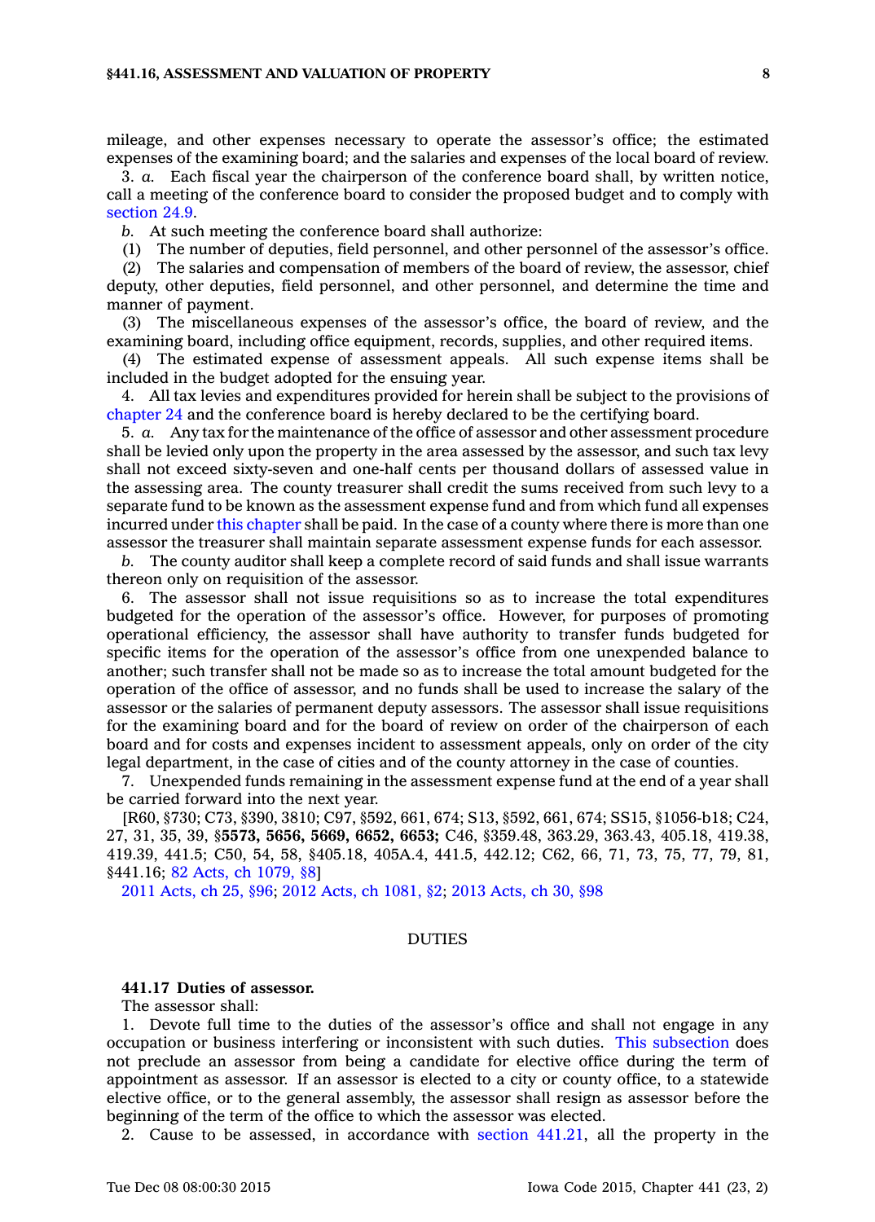mileage, and other expenses necessary to operate the assessor's office; the estimated expenses of the examining board; and the salaries and expenses of the local board of review.

3. *a.* Each fiscal year the chairperson of the conference board shall, by written notice, call a meeting of the conference board to consider the proposed budget and to comply with section 24.9.

*b.* At such meeting the conference board shall authorize:

(1) The number of deputies, field personnel, and other personnel of the assessor's office.

(2) The salaries and compensation of members of the board of review, the assessor, chief deputy, other deputies, field personnel, and other personnel, and determine the time and manner of payment.

(3) The miscellaneous expenses of the assessor's office, the board of review, and the examining board, including office equipment, records, supplies, and other required items.

(4) The estimated expense of assessment appeals. All such expense items shall be included in the budget adopted for the ensuing year.

4. All tax levies and expenditures provided for herein shall be subject to the provisions of chapter 24 and the conference board is hereby declared to be the certifying board.

5. *a.* Any tax for the maintenance of the office of assessor and other assessment procedure shall be levied only upon the property in the area assessed by the assessor, and such tax levy shall not exceed sixty-seven and one-half cents per thousand dollars of assessed value in the assessing area. The county treasurer shall credit the sums received from such levy to a separate fund to be known as the assessment expense fund and from which fund all expenses incurred under this chapter shall be paid. In the case of a county where there is more than one assessor the treasurer shall maintain separate assessment expense funds for each assessor.

*b.* The county auditor shall keep a complete record of said funds and shall issue warrants thereon only on requisition of the assessor.

6. The assessor shall not issue requisitions so as to increase the total expenditures budgeted for the operation of the assessor's office. However, for purposes of promoting operational efficiency, the assessor shall have authority to transfer funds budgeted for specific items for the operation of the assessor's office from one unexpended balance to another; such transfer shall not be made so as to increase the total amount budgeted for the operation of the office of assessor, and no funds shall be used to increase the salary of the assessor or the salaries of permanent deputy assessors. The assessor shall issue requisitions for the examining board and for the board of review on order of the chairperson of each board and for costs and expenses incident to assessment appeals, only on order of the city legal department, in the case of cities and of the county attorney in the case of counties.

7. Unexpended funds remaining in the assessment expense fund at the end of a year shall be carried forward into the next year.

[R60, §730; C73, §390, 3810; C97, §592, 661, 674; S13, §592, 661, 674; SS15, §1056-b18; C24, 27, 31, 35, 39, §**5573, 5656, 5669, 6652, 6653;** C46, §359.48, 363.29, 363.43, 405.18, 419.38, 419.39, 441.5; C50, 54, 58, §405.18, 405A.4, 441.5, 442.12; C62, 66, 71, 73, 75, 77, 79, 81, §441.16; 82 Acts, ch 1079, §8]

2011 Acts, ch 25, §96; 2012 Acts, ch 1081, §2; 2013 Acts, ch 30, §98

## DUTIES

**441.17 Duties of assessor.**

The assessor shall:

1. Devote full time to the duties of the assessor's office and shall not engage in any occupation or business interfering or inconsistent with such duties. This subsection does not preclude an assessor from being a candidate for elective office during the term of appointment as assessor. If an assessor is elected to a city or county office, to a statewide elective office, or to the general assembly, the assessor shall resign as assessor before the beginning of the term of the office to which the assessor was elected.

2. Cause to be assessed, in accordance with section 441.21, all the property in the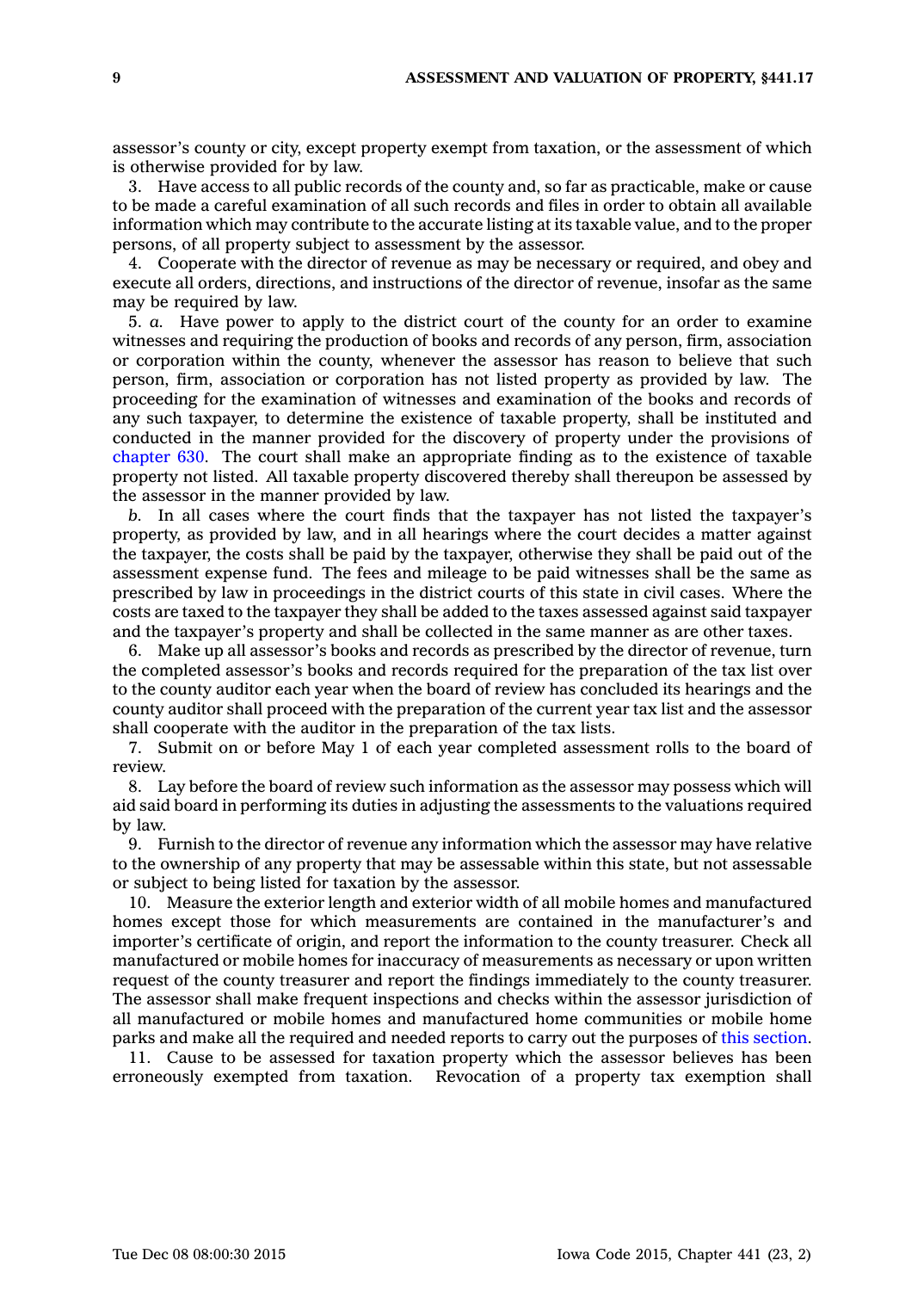assessor's county or city, except property exempt from taxation, or the assessment of which is otherwise provided for by law.

3. Have access to all public records of the county and, so far as practicable, make or cause to be made a careful examination of all such records and files in order to obtain all available information which may contribute to the accurate listing at its taxable value, and to the proper persons, of all property subject to assessment by the assessor.

4. Cooperate with the director of revenue as may be necessary or required, and obey and execute all orders, directions, and instructions of the director of revenue, insofar as the same may be required by law.

5. *a.* Have power to apply to the district court of the county for an order to examine witnesses and requiring the production of books and records of any person, firm, association or corporation within the county, whenever the assessor has reason to believe that such person, firm, association or corporation has not listed property as provided by law. The proceeding for the examination of witnesses and examination of the books and records of any such taxpayer, to determine the existence of taxable property, shall be instituted and conducted in the manner provided for the discovery of property under the provisions of chapter 630. The court shall make an appropriate finding as to the existence of taxable property not listed. All taxable property discovered thereby shall thereupon be assessed by the assessor in the manner provided by law.

*b.* In all cases where the court finds that the taxpayer has not listed the taxpayer's property, as provided by law, and in all hearings where the court decides a matter against the taxpayer, the costs shall be paid by the taxpayer, otherwise they shall be paid out of the assessment expense fund. The fees and mileage to be paid witnesses shall be the same as prescribed by law in proceedings in the district courts of this state in civil cases. Where the costs are taxed to the taxpayer they shall be added to the taxes assessed against said taxpayer and the taxpayer's property and shall be collected in the same manner as are other taxes.

6. Make up all assessor's books and records as prescribed by the director of revenue, turn the completed assessor's books and records required for the preparation of the tax list over to the county auditor each year when the board of review has concluded its hearings and the county auditor shall proceed with the preparation of the current year tax list and the assessor shall cooperate with the auditor in the preparation of the tax lists.

7. Submit on or before May 1 of each year completed assessment rolls to the board of review.

8. Lay before the board of review such information as the assessor may possess which will aid said board in performing its duties in adjusting the assessments to the valuations required by law.

9. Furnish to the director of revenue any information which the assessor may have relative to the ownership of any property that may be assessable within this state, but not assessable or subject to being listed for taxation by the assessor.

10. Measure the exterior length and exterior width of all mobile homes and manufactured homes except those for which measurements are contained in the manufacturer's and importer's certificate of origin, and report the information to the county treasurer. Check all manufactured or mobile homes for inaccuracy of measurements as necessary or upon written request of the county treasurer and report the findings immediately to the county treasurer. The assessor shall make frequent inspections and checks within the assessor jurisdiction of all manufactured or mobile homes and manufactured home communities or mobile home parks and make all the required and needed reports to carry out the purposes of this section.

11. Cause to be assessed for taxation property which the assessor believes has been erroneously exempted from taxation. Revocation of a property tax exemption shall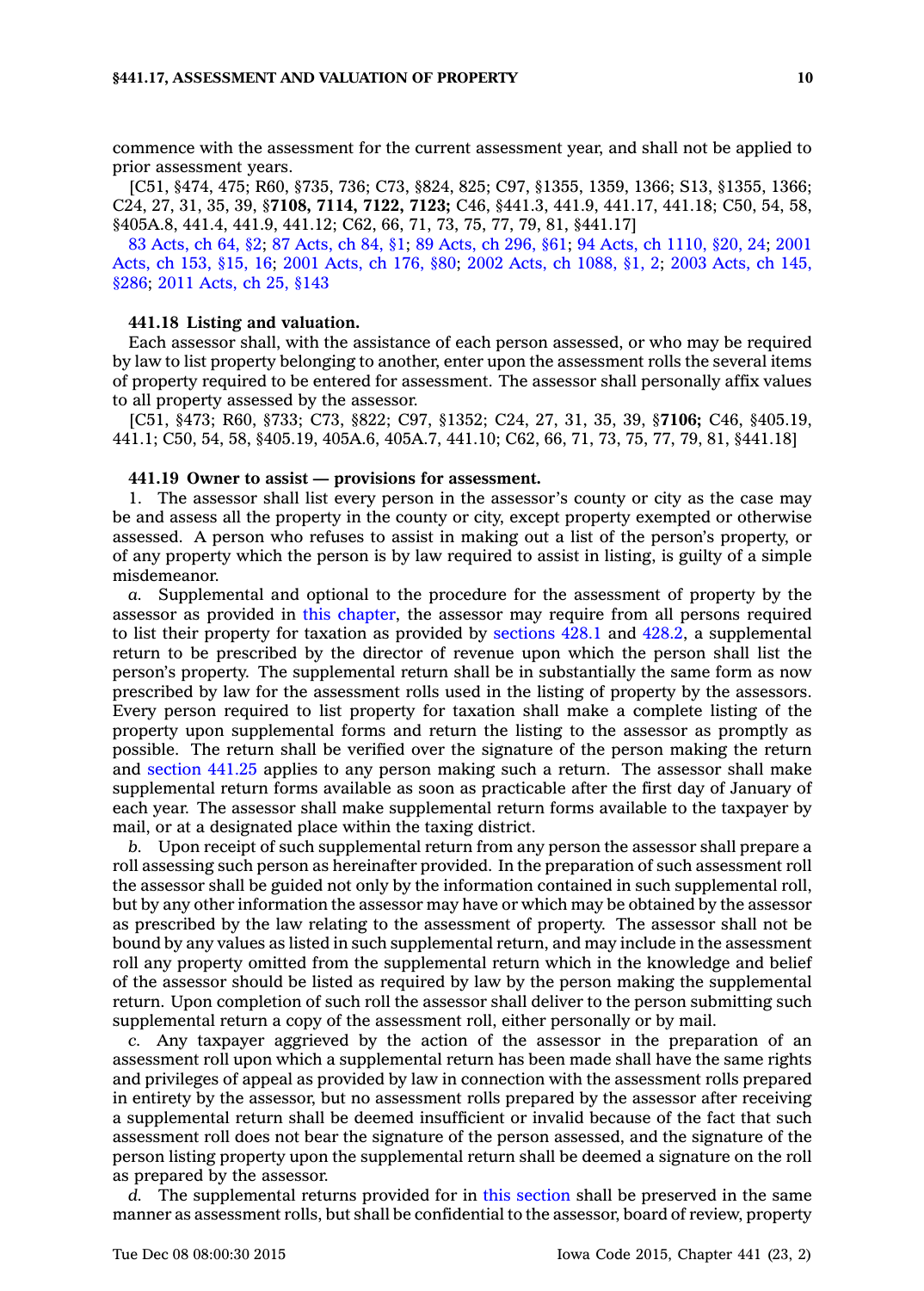commence with the assessment for the current assessment year, and shall not be applied to prior assessment years.

[C51, §474, 475; R60, §735, 736; C73, §824, 825; C97, §1355, 1359, 1366; S13, §1355, 1366; C24, 27, 31, 35, 39, §**7108, 7114, 7122, 7123;** C46, §441.3, 441.9, 441.17, 441.18; C50, 54, 58, §405A.8, 441.4, 441.9, 441.12; C62, 66, 71, 73, 75, 77, 79, 81, §441.17]

83 Acts, ch 64, §2; 87 Acts, ch 84, §1; 89 Acts, ch 296, §61; 94 Acts, ch 1110, §20, 24; 2001 Acts, ch 153, §15, 16; 2001 Acts, ch 176, §80; 2002 Acts, ch 1088, §1, 2; 2003 Acts, ch 145, §286; 2011 Acts, ch 25, §143

**441.18 Listing and valuation.**

Each assessor shall, with the assistance of each person assessed, or who may be required by law to list property belonging to another, enter upon the assessment rolls the several items of property required to be entered for assessment. The assessor shall personally affix values to all property assessed by the assessor.

[C51, §473; R60, §733; C73, §822; C97, §1352; C24, 27, 31, 35, 39, §**7106;** C46, §405.19, 441.1; C50, 54, 58, §405.19, 405A.6, 405A.7, 441.10; C62, 66, 71, 73, 75, 77, 79, 81, §441.18]

**441.19 Owner to assist — provisions for assessment.**

1. The assessor shall list every person in the assessor's county or city as the case may be and assess all the property in the county or city, except property exempted or otherwise assessed. A person who refuses to assist in making out a list of the person's property, or of any property which the person is by law required to assist in listing, is guilty of a simple misdemeanor.

*a.* Supplemental and optional to the procedure for the assessment of property by the assessor as provided in this chapter, the assessor may require from all persons required to list their property for taxation as provided by sections 428.1 and 428.2, a supplemental return to be prescribed by the director of revenue upon which the person shall list the person's property. The supplemental return shall be in substantially the same form as now prescribed by law for the assessment rolls used in the listing of property by the assessors. Every person required to list property for taxation shall make a complete listing of the property upon supplemental forms and return the listing to the assessor as promptly as possible. The return shall be verified over the signature of the person making the return and section 441.25 applies to any person making such a return. The assessor shall make supplemental return forms available as soon as practicable after the first day of January of each year. The assessor shall make supplemental return forms available to the taxpayer by mail, or at a designated place within the taxing district.

*b.* Upon receipt of such supplemental return from any person the assessor shall prepare a roll assessing such person as hereinafter provided. In the preparation of such assessment roll the assessor shall be guided not only by the information contained in such supplemental roll, but by any other information the assessor may have or which may be obtained by the assessor as prescribed by the law relating to the assessment of property. The assessor shall not be bound by any values as listed in such supplemental return, and may include in the assessment roll any property omitted from the supplemental return which in the knowledge and belief of the assessor should be listed as required by law by the person making the supplemental return. Upon completion of such roll the assessor shall deliver to the person submitting such supplemental return a copy of the assessment roll, either personally or by mail.

*c.* Any taxpayer aggrieved by the action of the assessor in the preparation of an assessment roll upon which a supplemental return has been made shall have the same rights and privileges of appeal as provided by law in connection with the assessment rolls prepared in entirety by the assessor, but no assessment rolls prepared by the assessor after receiving a supplemental return shall be deemed insufficient or invalid because of the fact that such assessment roll does not bear the signature of the person assessed, and the signature of the person listing property upon the supplemental return shall be deemed a signature on the roll as prepared by the assessor.

*d.* The supplemental returns provided for in this section shall be preserved in the same manner as assessment rolls, but shall be confidential to the assessor, board of review, property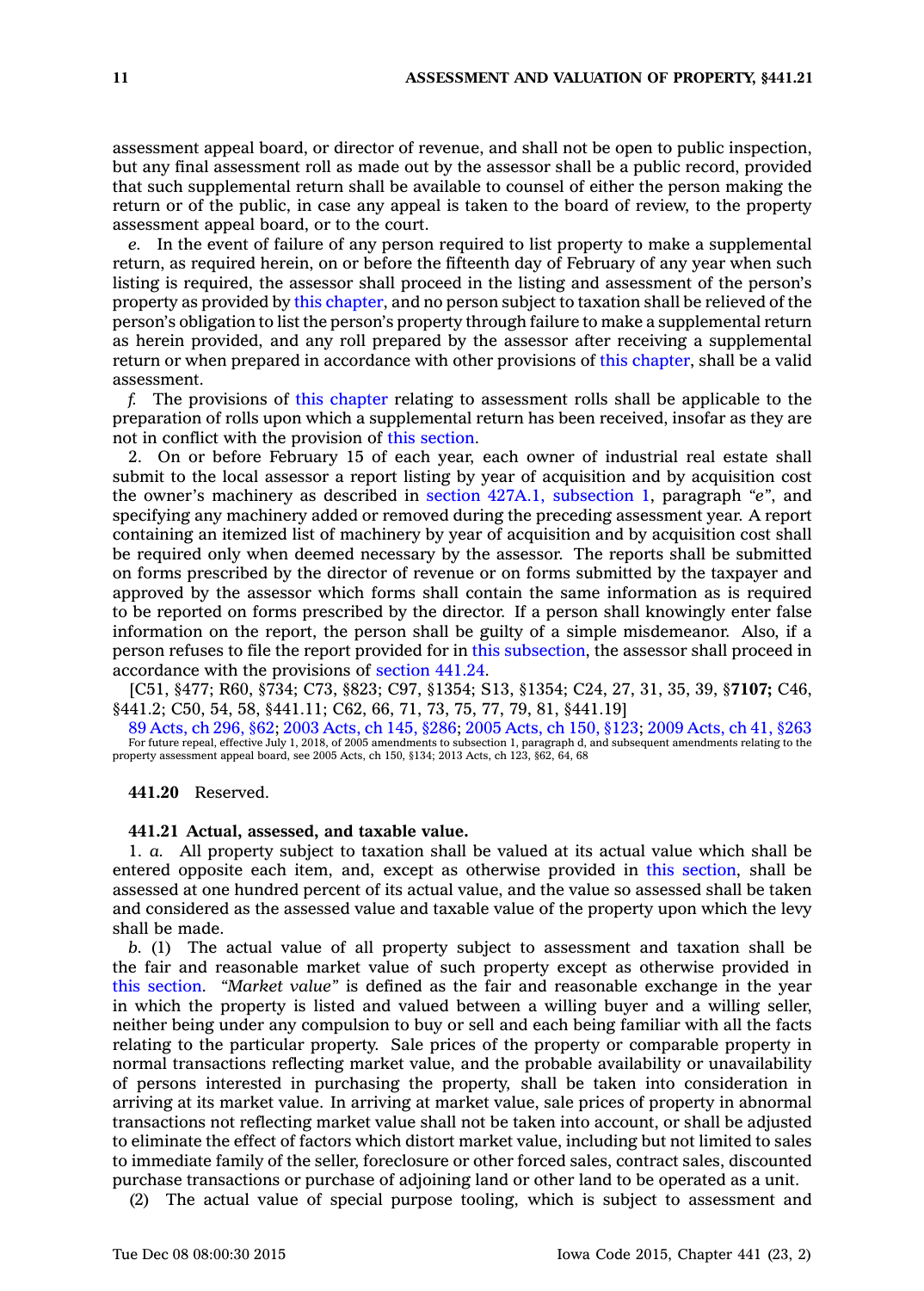assessment appeal board, or director of revenue, and shall not be open to public inspection, but any final assessment roll as made out by the assessor shall be a public record, provided that such supplemental return shall be available to counsel of either the person making the return or of the public, in case any appeal is taken to the board of review, to the property assessment appeal board, or to the court.

*e.* In the event of failure of any person required to list property to make a supplemental return, as required herein, on or before the fifteenth day of February of any year when such listing is required, the assessor shall proceed in the listing and assessment of the person's property as provided by this chapter, and no person subject to taxation shall be relieved of the person's obligation to list the person's property through failure to make a supplemental return as herein provided, and any roll prepared by the assessor after receiving a supplemental return or when prepared in accordance with other provisions of this chapter, shall be a valid assessment.

*f.* The provisions of this chapter relating to assessment rolls shall be applicable to the preparation of rolls upon which a supplemental return has been received, insofar as they are not in conflict with the provision of this section.

2. On or before February 15 of each year, each owner of industrial real estate shall submit to the local assessor a report listing by year of acquisition and by acquisition cost the owner's machinery as described in section 427A.1, subsection 1, paragraph *"e"*, and specifying any machinery added or removed during the preceding assessment year. A report containing an itemized list of machinery by year of acquisition and by acquisition cost shall be required only when deemed necessary by the assessor. The reports shall be submitted on forms prescribed by the director of revenue or on forms submitted by the taxpayer and approved by the assessor which forms shall contain the same information as is required to be reported on forms prescribed by the director. If a person shall knowingly enter false information on the report, the person shall be guilty of a simple misdemeanor. Also, if a person refuses to file the report provided for in this subsection, the assessor shall proceed in accordance with the provisions of section 441.24.

[C51, §477; R60, §734; C73, §823; C97, §1354; S13, §1354; C24, 27, 31, 35, 39, §**7107;** C46, §441.2; C50, 54, 58, §441.11; C62, 66, 71, 73, 75, 77, 79, 81, §441.19]

89 Acts, ch 296, §62; 2003 Acts, ch 145, §286; 2005 Acts, ch 150, §123; 2009 Acts, ch 41, §263

For future repeal, effective July 1, 2018, of 2005 amendments to subsection 1, paragraph d, and subsequent amendments relating to the property assessment appeal board, see 2005 Acts, ch 150, §134; 2013 Acts, ch 123, §62, 64, 68

**441.20** Reserved.

**441.21 Actual, assessed, and taxable value.**

1. *a.* All property subject to taxation shall be valued at its actual value which shall be entered opposite each item, and, except as otherwise provided in this section, shall be assessed at one hundred percent of its actual value, and the value so assessed shall be taken and considered as the assessed value and taxable value of the property upon which the levy shall be made.

*b.* (1) The actual value of all property subject to assessment and taxation shall be the fair and reasonable market value of such property except as otherwise provided in this section. *"Market value"* is defined as the fair and reasonable exchange in the year in which the property is listed and valued between a willing buyer and a willing seller, neither being under any compulsion to buy or sell and each being familiar with all the facts relating to the particular property. Sale prices of the property or comparable property in normal transactions reflecting market value, and the probable availability or unavailability of persons interested in purchasing the property, shall be taken into consideration in arriving at its market value. In arriving at market value, sale prices of property in abnormal transactions not reflecting market value shall not be taken into account, or shall be adjusted to eliminate the effect of factors which distort market value, including but not limited to sales to immediate family of the seller, foreclosure or other forced sales, contract sales, discounted purchase transactions or purchase of adjoining land or other land to be operated as a unit.

(2) The actual value of special purpose tooling, which is subject to assessment and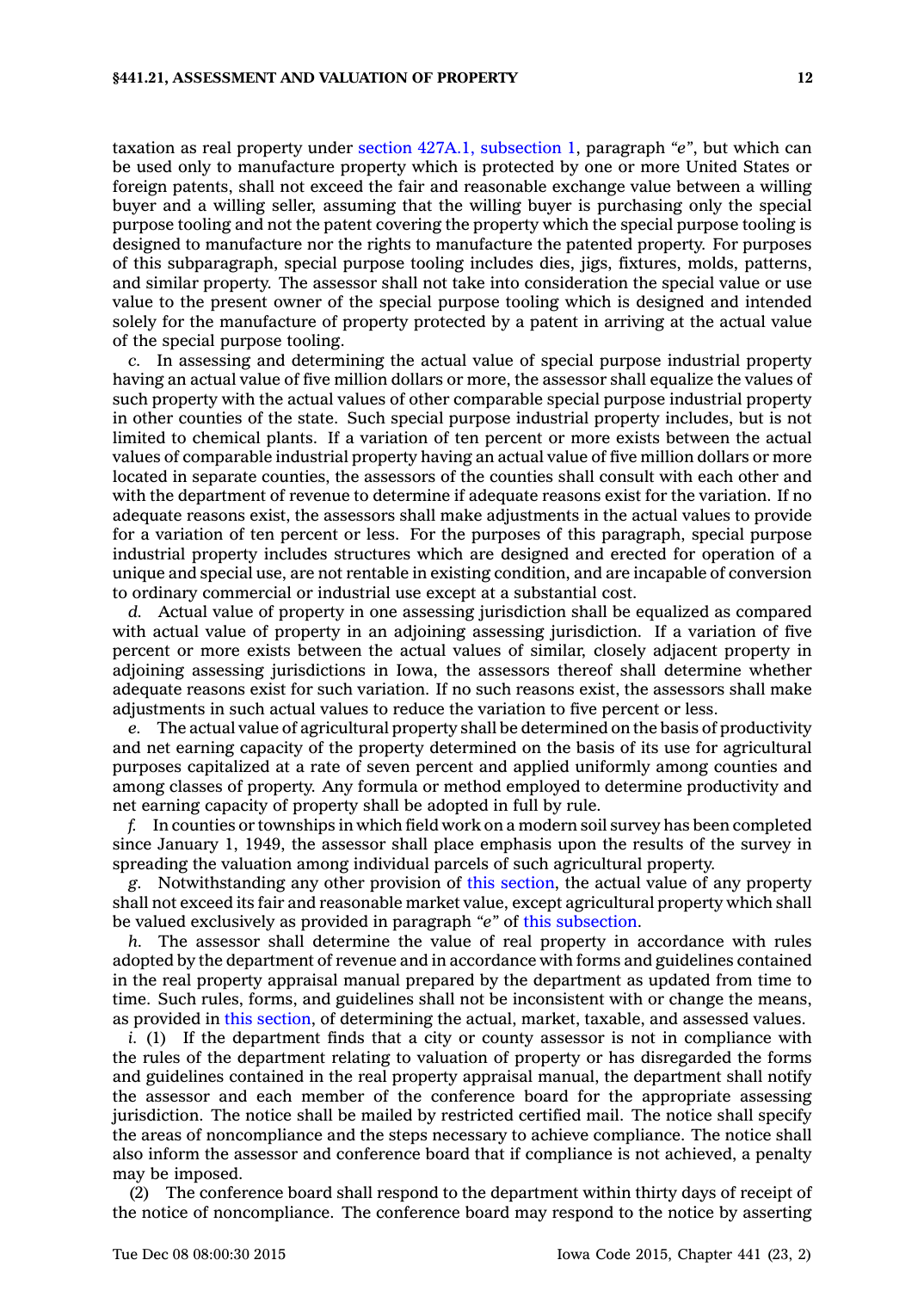taxation as real property under section 427A.1, subsection 1, paragraph *"e"*, but which can be used only to manufacture property which is protected by one or more United States or foreign patents, shall not exceed the fair and reasonable exchange value between a willing buyer and a willing seller, assuming that the willing buyer is purchasing only the special purpose tooling and not the patent covering the property which the special purpose tooling is designed to manufacture nor the rights to manufacture the patented property. For purposes of this subparagraph, special purpose tooling includes dies, jigs, fixtures, molds, patterns, and similar property. The assessor shall not take into consideration the special value or use value to the present owner of the special purpose tooling which is designed and intended solely for the manufacture of property protected by a patent in arriving at the actual value of the special purpose tooling.

*c.* In assessing and determining the actual value of special purpose industrial property having an actual value of five million dollars or more, the assessor shall equalize the values of such property with the actual values of other comparable special purpose industrial property in other counties of the state. Such special purpose industrial property includes, but is not limited to chemical plants. If a variation of ten percent or more exists between the actual values of comparable industrial property having an actual value of five million dollars or more located in separate counties, the assessors of the counties shall consult with each other and with the department of revenue to determine if adequate reasons exist for the variation. If no adequate reasons exist, the assessors shall make adjustments in the actual values to provide for a variation of ten percent or less. For the purposes of this paragraph, special purpose industrial property includes structures which are designed and erected for operation of a unique and special use, are not rentable in existing condition, and are incapable of conversion to ordinary commercial or industrial use except at a substantial cost.

*d.* Actual value of property in one assessing jurisdiction shall be equalized as compared with actual value of property in an adjoining assessing jurisdiction. If a variation of five percent or more exists between the actual values of similar, closely adjacent property in adjoining assessing jurisdictions in Iowa, the assessors thereof shall determine whether adequate reasons exist for such variation. If no such reasons exist, the assessors shall make adjustments in such actual values to reduce the variation to five percent or less.

*e.* The actual value of agricultural property shall be determined on the basis of productivity and net earning capacity of the property determined on the basis of its use for agricultural purposes capitalized at a rate of seven percent and applied uniformly among counties and among classes of property. Any formula or method employed to determine productivity and net earning capacity of property shall be adopted in full by rule.

*f.* In counties or townships in which field work on a modern soil survey has been completed since January 1, 1949, the assessor shall place emphasis upon the results of the survey in spreading the valuation among individual parcels of such agricultural property.

*g.* Notwithstanding any other provision of this section, the actual value of any property shall not exceed its fair and reasonable market value, except agricultural property which shall be valued exclusively as provided in paragraph *"e"* of this subsection.

*h.* The assessor shall determine the value of real property in accordance with rules adopted by the department of revenue and in accordance with forms and guidelines contained in the real property appraisal manual prepared by the department as updated from time to time. Such rules, forms, and guidelines shall not be inconsistent with or change the means, as provided in this section, of determining the actual, market, taxable, and assessed values.

*i.* (1) If the department finds that a city or county assessor is not in compliance with the rules of the department relating to valuation of property or has disregarded the forms and guidelines contained in the real property appraisal manual, the department shall notify the assessor and each member of the conference board for the appropriate assessing jurisdiction. The notice shall be mailed by restricted certified mail. The notice shall specify the areas of noncompliance and the steps necessary to achieve compliance. The notice shall also inform the assessor and conference board that if compliance is not achieved, a penalty may be imposed.

(2) The conference board shall respond to the department within thirty days of receipt of the notice of noncompliance. The conference board may respond to the notice by asserting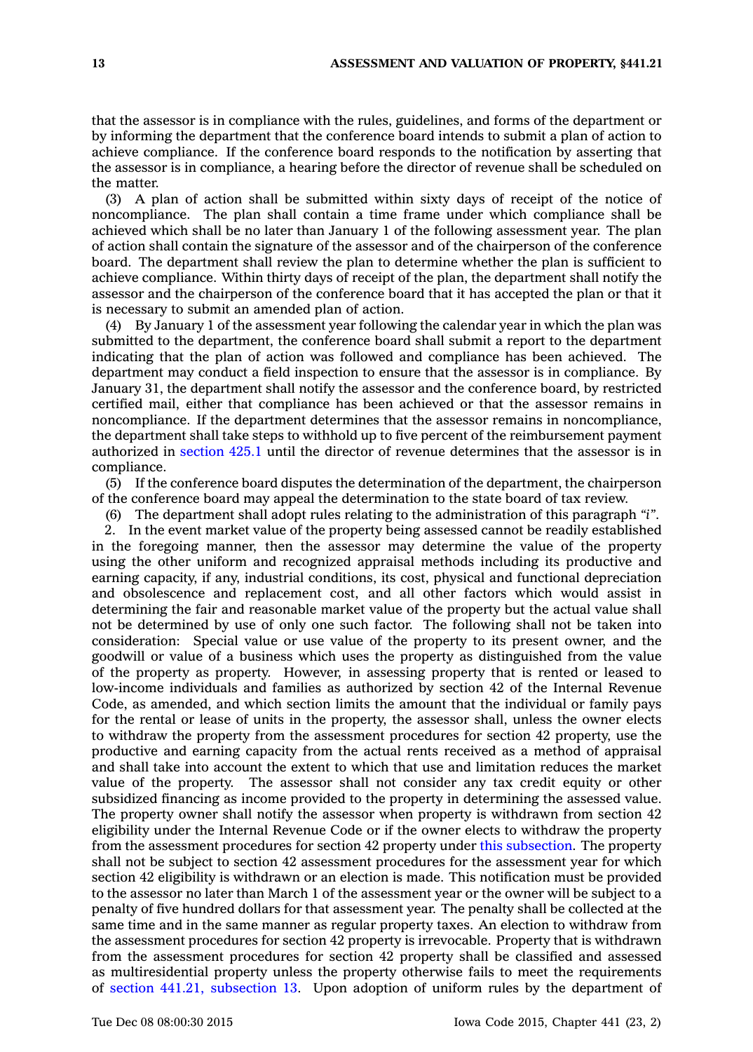that the assessor is in compliance with the rules, guidelines, and forms of the department or by informing the department that the conference board intends to submit a plan of action to achieve compliance. If the conference board responds to the notification by asserting that the assessor is in compliance, a hearing before the director of revenue shall be scheduled on the matter.

(3) A plan of action shall be submitted within sixty days of receipt of the notice of noncompliance. The plan shall contain a time frame under which compliance shall be achieved which shall be no later than January 1 of the following assessment year. The plan of action shall contain the signature of the assessor and of the chairperson of the conference board. The department shall review the plan to determine whether the plan is sufficient to achieve compliance. Within thirty days of receipt of the plan, the department shall notify the assessor and the chairperson of the conference board that it has accepted the plan or that it is necessary to submit an amended plan of action.

(4) By January 1 of the assessment year following the calendar year in which the plan was submitted to the department, the conference board shall submit a report to the department indicating that the plan of action was followed and compliance has been achieved. The department may conduct a field inspection to ensure that the assessor is in compliance. By January 31, the department shall notify the assessor and the conference board, by restricted certified mail, either that compliance has been achieved or that the assessor remains in noncompliance. If the department determines that the assessor remains in noncompliance, the department shall take steps to withhold up to five percent of the reimbursement payment authorized in section 425.1 until the director of revenue determines that the assessor is in compliance.

(5) If the conference board disputes the determination of the department, the chairperson of the conference board may appeal the determination to the state board of tax review.

(6) The department shall adopt rules relating to the administration of this paragraph *"i"*.

2. In the event market value of the property being assessed cannot be readily established in the foregoing manner, then the assessor may determine the value of the property using the other uniform and recognized appraisal methods including its productive and earning capacity, if any, industrial conditions, its cost, physical and functional depreciation and obsolescence and replacement cost, and all other factors which would assist in determining the fair and reasonable market value of the property but the actual value shall not be determined by use of only one such factor. The following shall not be taken into consideration: Special value or use value of the property to its present owner, and the goodwill or value of a business which uses the property as distinguished from the value of the property as property. However, in assessing property that is rented or leased to low-income individuals and families as authorized by section 42 of the Internal Revenue Code, as amended, and which section limits the amount that the individual or family pays for the rental or lease of units in the property, the assessor shall, unless the owner elects to withdraw the property from the assessment procedures for section 42 property, use the productive and earning capacity from the actual rents received as a method of appraisal and shall take into account the extent to which that use and limitation reduces the market value of the property. The assessor shall not consider any tax credit equity or other subsidized financing as income provided to the property in determining the assessed value. The property owner shall notify the assessor when property is withdrawn from section 42 eligibility under the Internal Revenue Code or if the owner elects to withdraw the property from the assessment procedures for section 42 property under this subsection. The property shall not be subject to section 42 assessment procedures for the assessment year for which section 42 eligibility is withdrawn or an election is made. This notification must be provided to the assessor no later than March 1 of the assessment year or the owner will be subject to a penalty of five hundred dollars for that assessment year. The penalty shall be collected at the same time and in the same manner as regular property taxes. An election to withdraw from the assessment procedures for section 42 property is irrevocable. Property that is withdrawn from the assessment procedures for section 42 property shall be classified and assessed as multiresidential property unless the property otherwise fails to meet the requirements of section 441.21, subsection 13. Upon adoption of uniform rules by the department of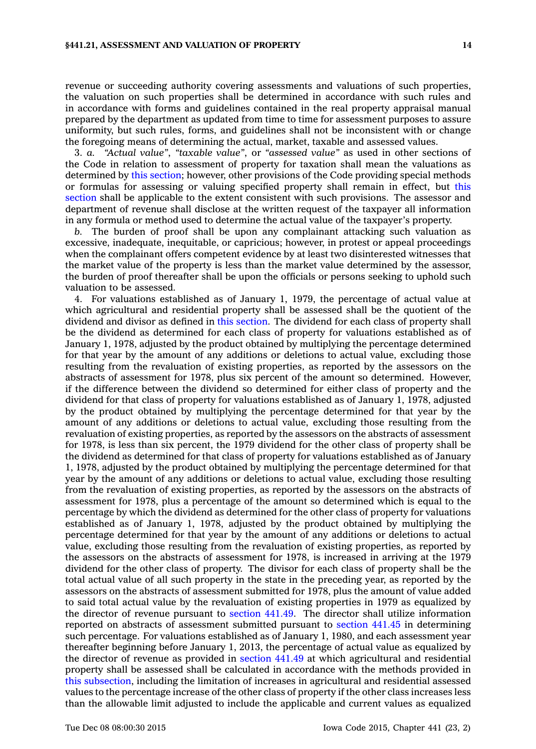revenue or succeeding authority covering assessments and valuations of such properties, the valuation on such properties shall be determined in accordance with such rules and in accordance with forms and guidelines contained in the real property appraisal manual prepared by the department as updated from time to time for assessment purposes to assure uniformity, but such rules, forms, and guidelines shall not be inconsistent with or change the foregoing means of determining the actual, market, taxable and assessed values.

3. *a.* *"Actual value"*, *"taxable value"*, or *"assessed value"* as used in other sections of the Code in relation to assessment of property for taxation shall mean the valuations as determined by this section; however, other provisions of the Code providing special methods or formulas for assessing or valuing specified property shall remain in effect, but this section shall be applicable to the extent consistent with such provisions. The assessor and department of revenue shall disclose at the written request of the taxpayer all information in any formula or method used to determine the actual value of the taxpayer's property.

*b.* The burden of proof shall be upon any complainant attacking such valuation as excessive, inadequate, inequitable, or capricious; however, in protest or appeal proceedings when the complainant offers competent evidence by at least two disinterested witnesses that the market value of the property is less than the market value determined by the assessor, the burden of proof thereafter shall be upon the officials or persons seeking to uphold such valuation to be assessed.

4. For valuations established as of January 1, 1979, the percentage of actual value at which agricultural and residential property shall be assessed shall be the quotient of the dividend and divisor as defined in this section. The dividend for each class of property shall be the dividend as determined for each class of property for valuations established as of January 1, 1978, adjusted by the product obtained by multiplying the percentage determined for that year by the amount of any additions or deletions to actual value, excluding those resulting from the revaluation of existing properties, as reported by the assessors on the abstracts of assessment for 1978, plus six percent of the amount so determined. However, if the difference between the dividend so determined for either class of property and the dividend for that class of property for valuations established as of January 1, 1978, adjusted by the product obtained by multiplying the percentage determined for that year by the amount of any additions or deletions to actual value, excluding those resulting from the revaluation of existing properties, as reported by the assessors on the abstracts of assessment for 1978, is less than six percent, the 1979 dividend for the other class of property shall be the dividend as determined for that class of property for valuations established as of January 1, 1978, adjusted by the product obtained by multiplying the percentage determined for that year by the amount of any additions or deletions to actual value, excluding those resulting from the revaluation of existing properties, as reported by the assessors on the abstracts of assessment for 1978, plus a percentage of the amount so determined which is equal to the percentage by which the dividend as determined for the other class of property for valuations established as of January 1, 1978, adjusted by the product obtained by multiplying the percentage determined for that year by the amount of any additions or deletions to actual value, excluding those resulting from the revaluation of existing properties, as reported by the assessors on the abstracts of assessment for 1978, is increased in arriving at the 1979 dividend for the other class of property. The divisor for each class of property shall be the total actual value of all such property in the state in the preceding year, as reported by the assessors on the abstracts of assessment submitted for 1978, plus the amount of value added to said total actual value by the revaluation of existing properties in 1979 as equalized by the director of revenue pursuant to section 441.49. The director shall utilize information reported on abstracts of assessment submitted pursuant to section 441.45 in determining such percentage. For valuations established as of January 1, 1980, and each assessment year thereafter beginning before January 1, 2013, the percentage of actual value as equalized by the director of revenue as provided in section 441.49 at which agricultural and residential property shall be assessed shall be calculated in accordance with the methods provided in this subsection, including the limitation of increases in agricultural and residential assessed values to the percentage increase of the other class of property if the other class increases less than the allowable limit adjusted to include the applicable and current values as equalized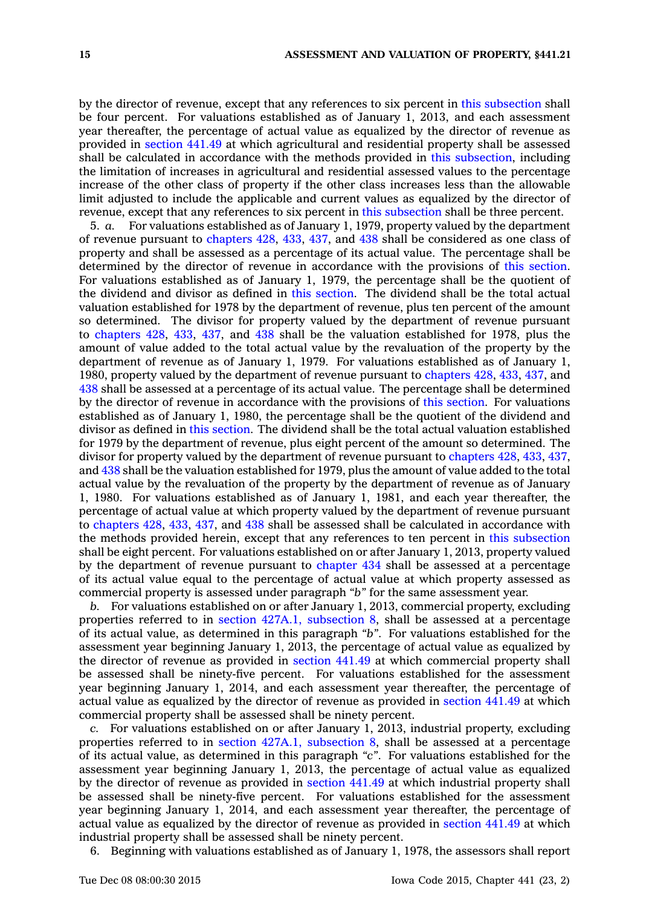by the director of revenue, except that any references to six percent in this subsection shall be four percent. For valuations established as of January 1, 2013, and each assessment year thereafter, the percentage of actual value as equalized by the director of revenue as provided in section 441.49 at which agricultural and residential property shall be assessed shall be calculated in accordance with the methods provided in this subsection, including the limitation of increases in agricultural and residential assessed values to the percentage increase of the other class of property if the other class increases less than the allowable limit adjusted to include the applicable and current values as equalized by the director of revenue, except that any references to six percent in this subsection shall be three percent.

5. *a.* For valuations established as of January 1, 1979, property valued by the department of revenue pursuant to chapters 428, 433, 437, and 438 shall be considered as one class of property and shall be assessed as a percentage of its actual value. The percentage shall be determined by the director of revenue in accordance with the provisions of this section. For valuations established as of January 1, 1979, the percentage shall be the quotient of the dividend and divisor as defined in this section. The dividend shall be the total actual valuation established for 1978 by the department of revenue, plus ten percent of the amount so determined. The divisor for property valued by the department of revenue pursuant to chapters 428, 433, 437, and 438 shall be the valuation established for 1978, plus the amount of value added to the total actual value by the revaluation of the property by the department of revenue as of January 1, 1979. For valuations established as of January 1, 1980, property valued by the department of revenue pursuant to chapters 428, 433, 437, and 438 shall be assessed at a percentage of its actual value. The percentage shall be determined by the director of revenue in accordance with the provisions of this section. For valuations established as of January 1, 1980, the percentage shall be the quotient of the dividend and divisor as defined in this section. The dividend shall be the total actual valuation established for 1979 by the department of revenue, plus eight percent of the amount so determined. The divisor for property valued by the department of revenue pursuant to chapters 428, 433, 437, and 438 shall be the valuation established for 1979, plus the amount of value added to the total actual value by the revaluation of the property by the department of revenue as of January 1, 1980. For valuations established as of January 1, 1981, and each year thereafter, the percentage of actual value at which property valued by the department of revenue pursuant to chapters 428, 433, 437, and 438 shall be assessed shall be calculated in accordance with the methods provided herein, except that any references to ten percent in this subsection shall be eight percent. For valuations established on or after January 1, 2013, property valued by the department of revenue pursuant to chapter 434 shall be assessed at a percentage of its actual value equal to the percentage of actual value at which property assessed as commercial property is assessed under paragraph *"b"* for the same assessment year.

*b.* For valuations established on or after January 1, 2013, commercial property, excluding properties referred to in section 427A.1, subsection 8, shall be assessed at a percentage of its actual value, as determined in this paragraph *"b"*. For valuations established for the assessment year beginning January 1, 2013, the percentage of actual value as equalized by the director of revenue as provided in section 441.49 at which commercial property shall be assessed shall be ninety-five percent. For valuations established for the assessment year beginning January 1, 2014, and each assessment year thereafter, the percentage of actual value as equalized by the director of revenue as provided in section 441.49 at which commercial property shall be assessed shall be ninety percent.

*c.* For valuations established on or after January 1, 2013, industrial property, excluding properties referred to in section 427A.1, subsection 8, shall be assessed at a percentage of its actual value, as determined in this paragraph *"c"*. For valuations established for the assessment year beginning January 1, 2013, the percentage of actual value as equalized by the director of revenue as provided in section 441.49 at which industrial property shall be assessed shall be ninety-five percent. For valuations established for the assessment year beginning January 1, 2014, and each assessment year thereafter, the percentage of actual value as equalized by the director of revenue as provided in section 441.49 at which industrial property shall be assessed shall be ninety percent.

6. Beginning with valuations established as of January 1, 1978, the assessors shall report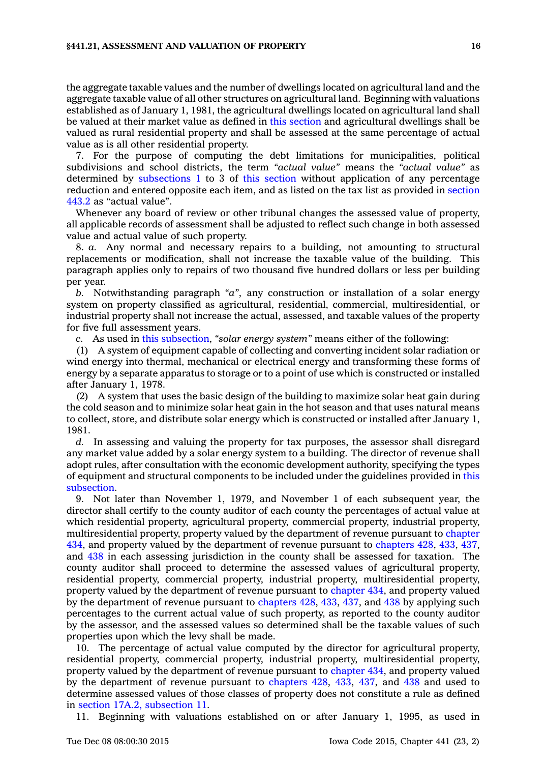the aggregate taxable values and the number of dwellings located on agricultural land and the aggregate taxable value of all other structures on agricultural land. Beginning with valuations established as of January 1, 1981, the agricultural dwellings located on agricultural land shall be valued at their market value as defined in this section and agricultural dwellings shall be valued as rural residential property and shall be assessed at the same percentage of actual value as is all other residential property.

7. For the purpose of computing the debt limitations for municipalities, political subdivisions and school districts, the term *"actual value"* means the *"actual value"* as determined by subsections 1 to 3 of this section without application of any percentage reduction and entered opposite each item, and as listed on the tax list as provided in section 443.2 as "actual value".

Whenever any board of review or other tribunal changes the assessed value of property, all applicable records of assessment shall be adjusted to reflect such change in both assessed value and actual value of such property.

8. *a.* Any normal and necessary repairs to a building, not amounting to structural replacements or modification, shall not increase the taxable value of the building. This paragraph applies only to repairs of two thousand five hundred dollars or less per building per year.

*b.* Notwithstanding paragraph *"a"*, any construction or installation of a solar energy system on property classified as agricultural, residential, commercial, multiresidential, or industrial property shall not increase the actual, assessed, and taxable values of the property for five full assessment years.

*c.* As used in this subsection, *"solar energy system"* means either of the following:

(1) A system of equipment capable of collecting and converting incident solar radiation or wind energy into thermal, mechanical or electrical energy and transforming these forms of energy by a separate apparatus to storage or to a point of use which is constructed or installed after January 1, 1978.

(2) A system that uses the basic design of the building to maximize solar heat gain during the cold season and to minimize solar heat gain in the hot season and that uses natural means to collect, store, and distribute solar energy which is constructed or installed after January 1, 1981.

*d.* In assessing and valuing the property for tax purposes, the assessor shall disregard any market value added by a solar energy system to a building. The director of revenue shall adopt rules, after consultation with the economic development authority, specifying the types of equipment and structural components to be included under the guidelines provided in this subsection.

9. Not later than November 1, 1979, and November 1 of each subsequent year, the director shall certify to the county auditor of each county the percentages of actual value at which residential property, agricultural property, commercial property, industrial property, multiresidential property, property valued by the department of revenue pursuant to chapter 434, and property valued by the department of revenue pursuant to chapters 428, 433, 437, and 438 in each assessing jurisdiction in the county shall be assessed for taxation. The county auditor shall proceed to determine the assessed values of agricultural property, residential property, commercial property, industrial property, multiresidential property, property valued by the department of revenue pursuant to chapter 434, and property valued by the department of revenue pursuant to chapters 428, 433, 437, and 438 by applying such percentages to the current actual value of such property, as reported to the county auditor by the assessor, and the assessed values so determined shall be the taxable values of such properties upon which the levy shall be made.

10. The percentage of actual value computed by the director for agricultural property, residential property, commercial property, industrial property, multiresidential property, property valued by the department of revenue pursuant to chapter 434, and property valued by the department of revenue pursuant to chapters 428, 433, 437, and 438 and used to determine assessed values of those classes of property does not constitute a rule as defined in section 17A.2, subsection 11.

11. Beginning with valuations established on or after January 1, 1995, as used in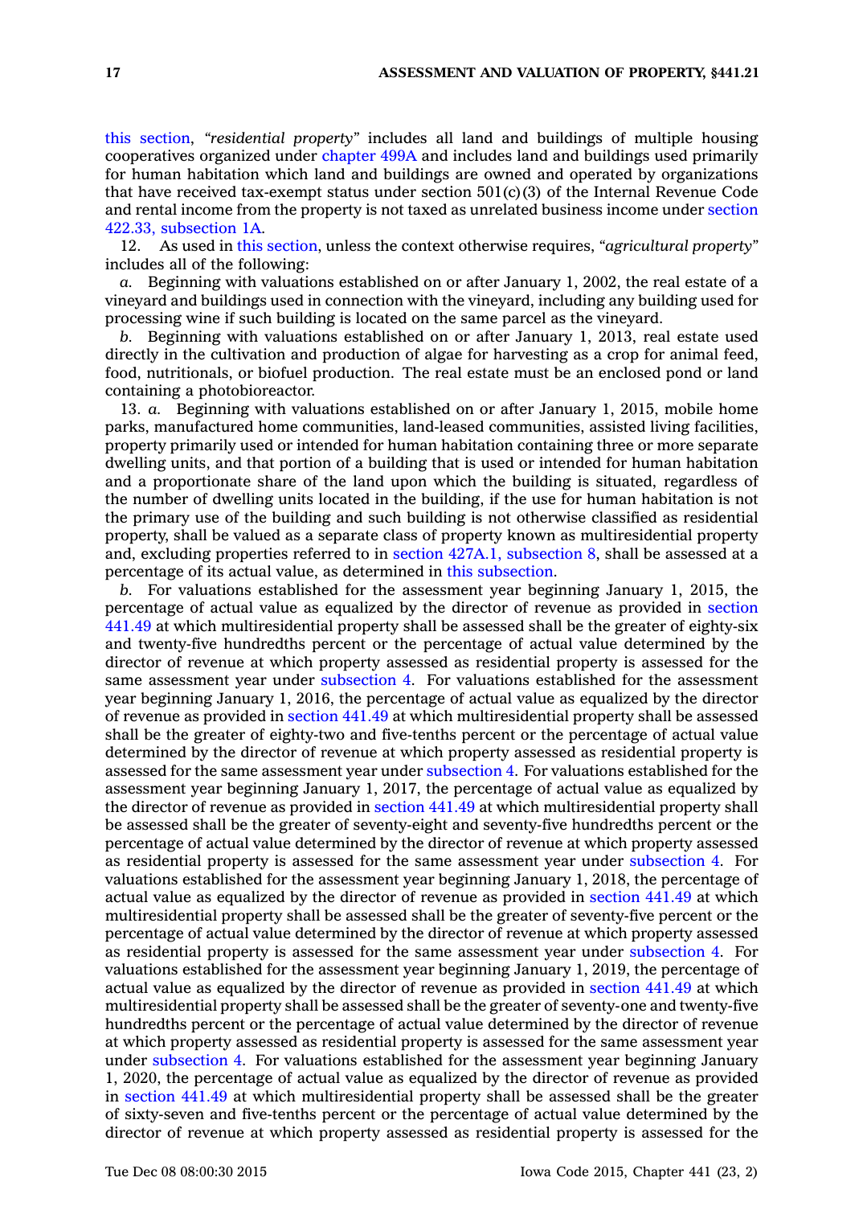this section, "*residential property*" includes all land and buildings of multiple housing cooperatives organized under chapter 499A and includes land and buildings used primarily for human habitation which land and buildings are owned and operated by organizations that have received tax-exempt status under section 501(c)(3) of the Internal Revenue Code and rental income from the property is not taxed as unrelated business income under section 422.33, subsection 1A.

12. As used in this section, unless the context otherwise requires, "*agricultural property*" includes all of the following:

*a.* Beginning with valuations established on or after January 1, 2002, the real estate of a vineyard and buildings used in connection with the vineyard, including any building used for processing wine if such building is located on the same parcel as the vineyard.

*b.* Beginning with valuations established on or after January 1, 2013, real estate used directly in the cultivation and production of algae for harvesting as a crop for animal feed, food, nutritionals, or biofuel production. The real estate must be an enclosed pond or land containing a photobioreactor.

13. *a.* Beginning with valuations established on or after January 1, 2015, mobile home parks, manufactured home communities, land-leased communities, assisted living facilities, property primarily used or intended for human habitation containing three or more separate dwelling units, and that portion of a building that is used or intended for human habitation and a proportionate share of the land upon which the building is situated, regardless of the number of dwelling units located in the building, if the use for human habitation is not the primary use of the building and such building is not otherwise classified as residential property, shall be valued as a separate class of property known as multiresidential property and, excluding properties referred to in section 427A.1, subsection 8, shall be assessed at a percentage of its actual value, as determined in this subsection.

*b.* For valuations established for the assessment year beginning January 1, 2015, the percentage of actual value as equalized by the director of revenue as provided in section 441.49 at which multiresidential property shall be assessed shall be the greater of eighty-six and twenty-five hundredths percent or the percentage of actual value determined by the director of revenue at which property assessed as residential property is assessed for the same assessment year under subsection 4. For valuations established for the assessment year beginning January 1, 2016, the percentage of actual value as equalized by the director of revenue as provided in section 441.49 at which multiresidential property shall be assessed shall be the greater of eighty-two and five-tenths percent or the percentage of actual value determined by the director of revenue at which property assessed as residential property is assessed for the same assessment year under subsection 4. For valuations established for the assessment year beginning January 1, 2017, the percentage of actual value as equalized by the director of revenue as provided in section 441.49 at which multiresidential property shall be assessed shall be the greater of seventy-eight and seventy-five hundredths percent or the percentage of actual value determined by the director of revenue at which property assessed as residential property is assessed for the same assessment year under subsection 4. For valuations established for the assessment year beginning January 1, 2018, the percentage of actual value as equalized by the director of revenue as provided in section 441.49 at which multiresidential property shall be assessed shall be the greater of seventy-five percent or the percentage of actual value determined by the director of revenue at which property assessed as residential property is assessed for the same assessment year under subsection 4. For valuations established for the assessment year beginning January 1, 2019, the percentage of actual value as equalized by the director of revenue as provided in section 441.49 at which multiresidential property shall be assessed shall be the greater of seventy-one and twenty-five hundredths percent or the percentage of actual value determined by the director of revenue at which property assessed as residential property is assessed for the same assessment year under subsection 4. For valuations established for the assessment year beginning January 1, 2020, the percentage of actual value as equalized by the director of revenue as provided in section 441.49 at which multiresidential property shall be assessed shall be the greater of sixty-seven and five-tenths percent or the percentage of actual value determined by the director of revenue at which property assessed as residential property is assessed for the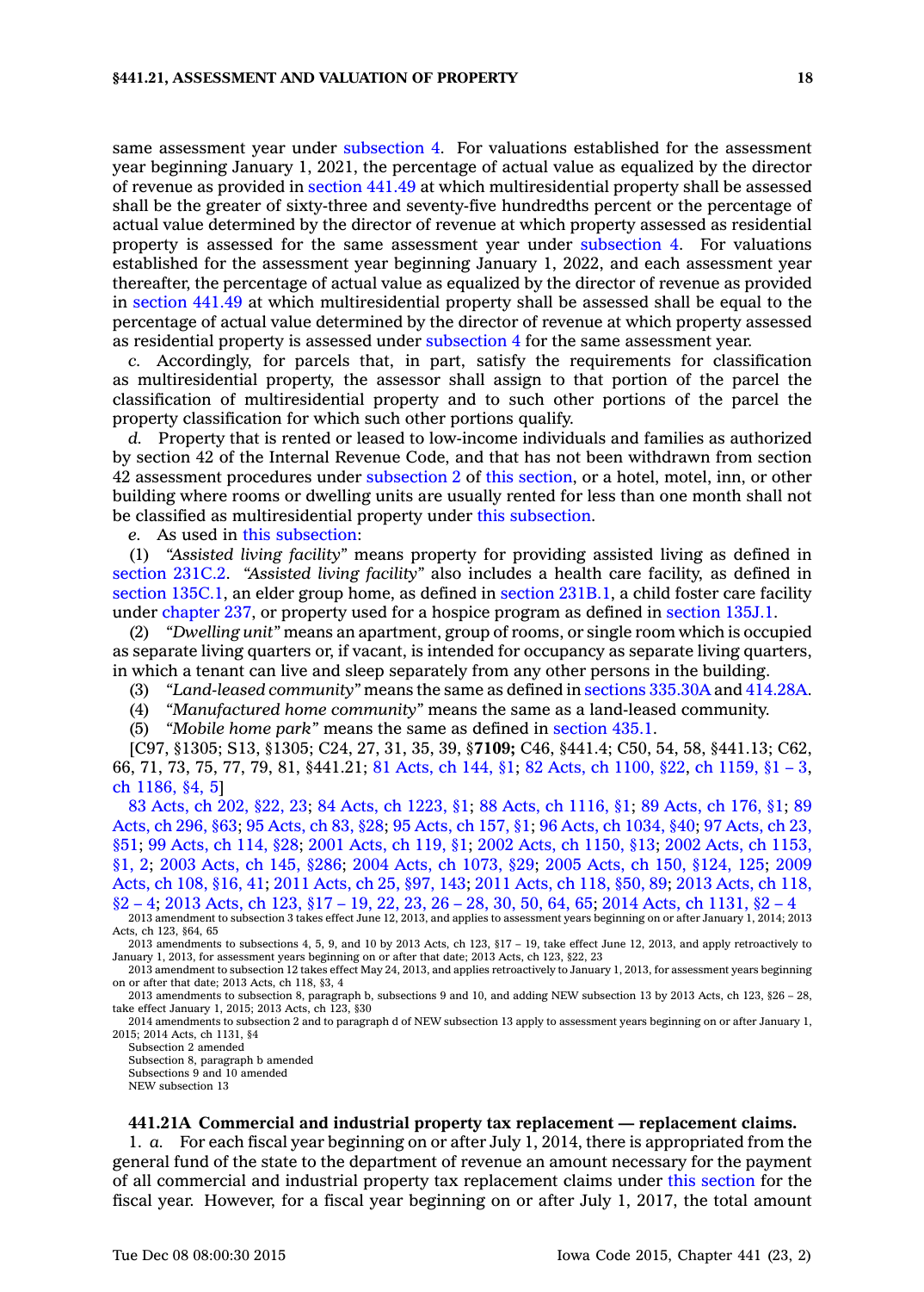same assessment year under subsection 4. For valuations established for the assessment year beginning January 1, 2021, the percentage of actual value as equalized by the director of revenue as provided in section 441.49 at which multiresidential property shall be assessed shall be the greater of sixty-three and seventy-five hundredths percent or the percentage of actual value determined by the director of revenue at which property assessed as residential property is assessed for the same assessment year under subsection 4. For valuations established for the assessment year beginning January 1, 2022, and each assessment year thereafter, the percentage of actual value as equalized by the director of revenue as provided in section 441.49 at which multiresidential property shall be assessed shall be equal to the percentage of actual value determined by the director of revenue at which property assessed as residential property is assessed under subsection 4 for the same assessment year.

*c.* Accordingly, for parcels that, in part, satisfy the requirements for classification as multiresidential property, the assessor shall assign to that portion of the parcel the classification of multiresidential property and to such other portions of the parcel the property classification for which such other portions qualify.

*d.* Property that is rented or leased to low-income individuals and families as authorized by section 42 of the Internal Revenue Code, and that has not been withdrawn from section 42 assessment procedures under subsection 2 of this section, or a hotel, motel, inn, or other building where rooms or dwelling units are usually rented for less than one month shall not be classified as multiresidential property under this subsection.

*e.* As used in this subsection:

(1) *"Assisted living facility"* means property for providing assisted living as defined in section 231C.2. *"Assisted living facility"* also includes a health care facility, as defined in section 135C.1, an elder group home, as defined in section 231B.1, a child foster care facility under chapter 237, or property used for a hospice program as defined in section 135J.1.

(2) *"Dwelling unit"* means an apartment, group of rooms, or single room which is occupied as separate living quarters or, if vacant, is intended for occupancy as separate living quarters, in which a tenant can live and sleep separately from any other persons in the building.

(3) *"Land-leased community"* means the same as defined in sections 335.30A and 414.28A.

(4) *"Manufactured home community"* means the same as a land-leased community.

(5) *"Mobile home park"* means the same as defined in section 435.1.

[C97, §1305; S13, §1305; C24, 27, 31, 35, 39, §**7109;** C46, §441.4; C50, 54, 58, §441.13; C62, 66, 71, 73, 75, 77, 79, 81, §441.21; 81 Acts, ch 144, §1; 82 Acts, ch 1100, §22, ch 1159, §1 – 3, ch 1186, §4, 5]

83 Acts, ch 202, §22, 23; 84 Acts, ch 1223, §1; 88 Acts, ch 1116, §1; 89 Acts, ch 176, §1; 89 Acts, ch 296, §63; 95 Acts, ch 83, §28; 95 Acts, ch 157, §1; 96 Acts, ch 1034, §40; 97 Acts, ch 23, §51; 99 Acts, ch 114, §28; 2001 Acts, ch 119, §1; 2002 Acts, ch 1150, §13; 2002 Acts, ch 1153, §1, 2; 2003 Acts, ch 145, §286; 2004 Acts, ch 1073, §29; 2005 Acts, ch 150, §124, 125; 2009 Acts, ch 108, §16, 41; 2011 Acts, ch 25, §97, 143; 2011 Acts, ch 118, §50, 89; 2013 Acts, ch 118, §2 – 4; 2013 Acts, ch 123, §17 – 19, 22, 23, 26 – 28, 30, 50, 64, 65; 2014 Acts, ch 1131, §2 – 4

2013 amendment to subsection 3 takes effect June 12, 2013, and applies to assessment years beginning on or after January 1, 2014; 2013 Acts, ch 123, §64, 65

2013 amendments to subsections 4, 5, 9, and 10 by 2013 Acts, ch 123, §17 – 19, take effect June 12, 2013, and apply retroactively to January 1, 2013, for assessment years beginning on or after that date; 2013 Acts, ch 123, §22, 23

2013 amendment to subsection 12 takes effect May 24, 2013, and applies retroactively to January 1, 2013, for assessment years beginning on or after that date; 2013 Acts, ch 118, §3, 4

2013 amendments to subsection 8, paragraph b, subsections 9 and 10, and adding NEW subsection 13 by 2013 Acts, ch 123, §26 – 28, take effect January 1, 2015; 2013 Acts, ch 123, §30

2014 amendments to subsection 2 and to paragraph d of NEW subsection 13 apply to assessment years beginning on or after January 1, 2015; 2014 Acts, ch 1131, §4

Subsection 2 amended
Subsection 8, paragraph b amended
Subsections 9 and 10 amended
NEW subsection 13

**441.21A Commercial and industrial property tax replacement — replacement claims.**

1. *a.* For each fiscal year beginning on or after July 1, 2014, there is appropriated from the general fund of the state to the department of revenue an amount necessary for the payment of all commercial and industrial property tax replacement claims under this section for the fiscal year. However, for a fiscal year beginning on or after July 1, 2017, the total amount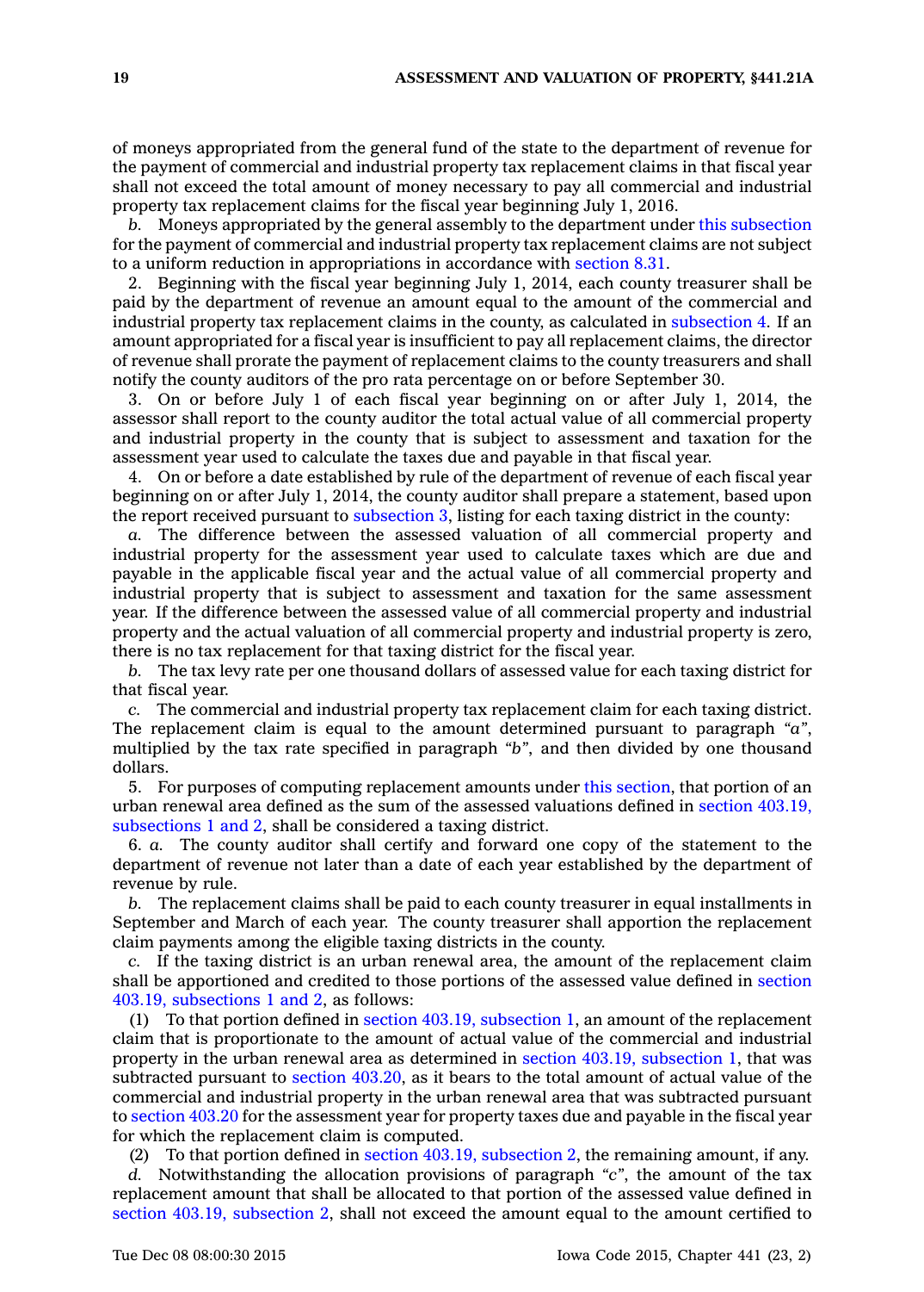of moneys appropriated from the general fund of the state to the department of revenue for the payment of commercial and industrial property tax replacement claims in that fiscal year shall not exceed the total amount of money necessary to pay all commercial and industrial property tax replacement claims for the fiscal year beginning July 1, 2016.

*b.* Moneys appropriated by the general assembly to the department under this subsection for the payment of commercial and industrial property tax replacement claims are not subject to a uniform reduction in appropriations in accordance with section 8.31.

2. Beginning with the fiscal year beginning July 1, 2014, each county treasurer shall be paid by the department of revenue an amount equal to the amount of the commercial and industrial property tax replacement claims in the county, as calculated in subsection 4. If an amount appropriated for a fiscal year is insufficient to pay all replacement claims, the director of revenue shall prorate the payment of replacement claims to the county treasurers and shall notify the county auditors of the pro rata percentage on or before September 30.

3. On or before July 1 of each fiscal year beginning on or after July 1, 2014, the assessor shall report to the county auditor the total actual value of all commercial property and industrial property in the county that is subject to assessment and taxation for the assessment year used to calculate the taxes due and payable in that fiscal year.

4. On or before a date established by rule of the department of revenue of each fiscal year beginning on or after July 1, 2014, the county auditor shall prepare a statement, based upon the report received pursuant to subsection 3, listing for each taxing district in the county:

*a.* The difference between the assessed valuation of all commercial property and industrial property for the assessment year used to calculate taxes which are due and payable in the applicable fiscal year and the actual value of all commercial property and industrial property that is subject to assessment and taxation for the same assessment year. If the difference between the assessed value of all commercial property and industrial property and the actual valuation of all commercial property and industrial property is zero, there is no tax replacement for that taxing district for the fiscal year.

*b.* The tax levy rate per one thousand dollars of assessed value for each taxing district for that fiscal year.

*c.* The commercial and industrial property tax replacement claim for each taxing district. The replacement claim is equal to the amount determined pursuant to paragraph *"a"*, multiplied by the tax rate specified in paragraph *"b"*, and then divided by one thousand dollars.

5. For purposes of computing replacement amounts under this section, that portion of an urban renewal area defined as the sum of the assessed valuations defined in section 403.19, subsections 1 and 2, shall be considered a taxing district.

6. *a.* The county auditor shall certify and forward one copy of the statement to the department of revenue not later than a date of each year established by the department of revenue by rule.

*b.* The replacement claims shall be paid to each county treasurer in equal installments in September and March of each year. The county treasurer shall apportion the replacement claim payments among the eligible taxing districts in the county.

*c.* If the taxing district is an urban renewal area, the amount of the replacement claim shall be apportioned and credited to those portions of the assessed value defined in section 403.19, subsections 1 and 2, as follows:

(1) To that portion defined in section 403.19, subsection 1, an amount of the replacement claim that is proportionate to the amount of actual value of the commercial and industrial property in the urban renewal area as determined in section 403.19, subsection 1, that was subtracted pursuant to section 403.20, as it bears to the total amount of actual value of the commercial and industrial property in the urban renewal area that was subtracted pursuant to section 403.20 for the assessment year for property taxes due and payable in the fiscal year for which the replacement claim is computed.

(2) To that portion defined in section 403.19, subsection 2, the remaining amount, if any.

*d.* Notwithstanding the allocation provisions of paragraph *"c"*, the amount of the tax replacement amount that shall be allocated to that portion of the assessed value defined in section 403.19, subsection 2, shall not exceed the amount equal to the amount certified to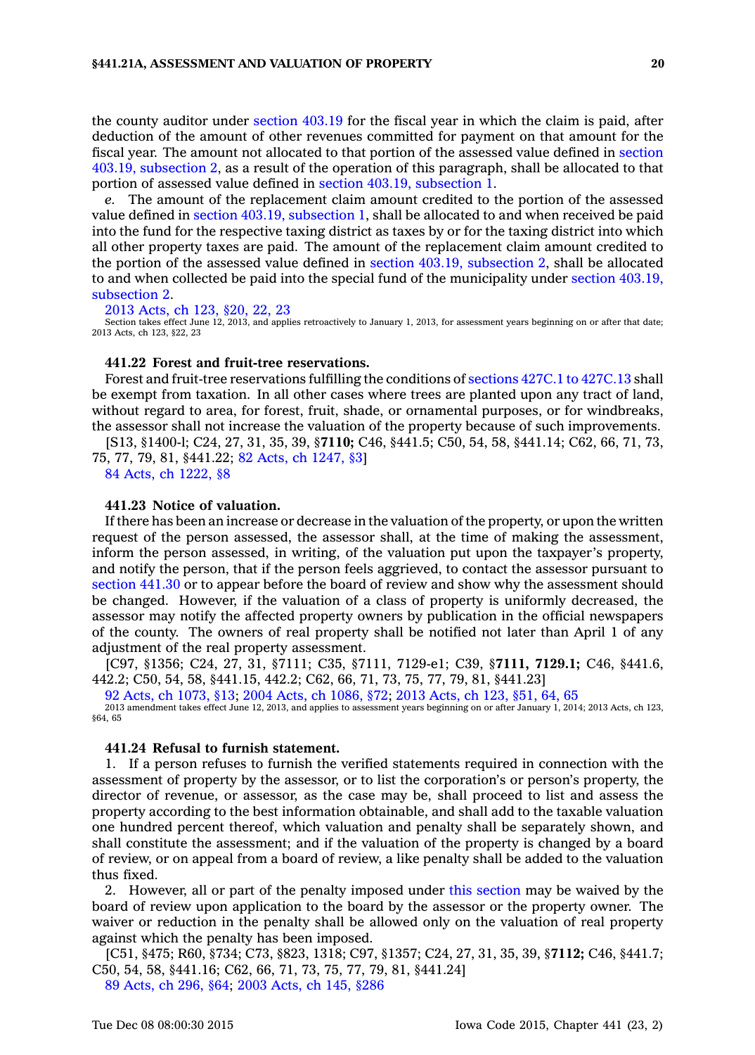the county auditor under section 403.19 for the fiscal year in which the claim is paid, after deduction of the amount of other revenues committed for payment on that amount for the fiscal year. The amount not allocated to that portion of the assessed value defined in section 403.19, subsection 2, as a result of the operation of this paragraph, shall be allocated to that portion of assessed value defined in section 403.19, subsection 1.

*e.* The amount of the replacement claim amount credited to the portion of the assessed value defined in section 403.19, subsection 1, shall be allocated to and when received be paid into the fund for the respective taxing district as taxes by or for the taxing district into which all other property taxes are paid. The amount of the replacement claim amount credited to the portion of the assessed value defined in section 403.19, subsection 2, shall be allocated to and when collected be paid into the special fund of the municipality under section 403.19, subsection 2.

2013 Acts, ch 123, §20, 22, 23

Section takes effect June 12, 2013, and applies retroactively to January 1, 2013, for assessment years beginning on or after that date; 2013 Acts, ch 123, §22, 23

**441.22 Forest and fruit-tree reservations.**

Forest and fruit-tree reservations fulfilling the conditions of sections 427C.1 to 427C.13 shall be exempt from taxation. In all other cases where trees are planted upon any tract of land, without regard to area, for forest, fruit, shade, or ornamental purposes, or for windbreaks, the assessor shall not increase the valuation of the property because of such improvements.

[S13, §1400-l; C24, 27, 31, 35, 39, §**7110;** C46, §441.5; C50, 54, 58, §441.14; C62, 66, 71, 73, 75, 77, 79, 81, §441.22; 82 Acts, ch 1247, §3]

84 Acts, ch 1222, §8

**441.23 Notice of valuation.**

If there has been an increase or decrease in the valuation of the property, or upon the written request of the person assessed, the assessor shall, at the time of making the assessment, inform the person assessed, in writing, of the valuation put upon the taxpayer's property, and notify the person, that if the person feels aggrieved, to contact the assessor pursuant to section 441.30 or to appear before the board of review and show why the assessment should be changed. However, if the valuation of a class of property is uniformly decreased, the assessor may notify the affected property owners by publication in the official newspapers of the county. The owners of real property shall be notified not later than April 1 of any adjustment of the real property assessment.

[C97, §1356; C24, 27, 31, §7111; C35, §7111, 7129-e1; C39, §**7111, 7129.1;** C46, §441.6, 442.2; C50, 54, 58, §441.15, 442.2; C62, 66, 71, 73, 75, 77, 79, 81, §441.23]

92 Acts, ch 1073, §13; 2004 Acts, ch 1086, §72; 2013 Acts, ch 123, §51, 64, 65

2013 amendment takes effect June 12, 2013, and applies to assessment years beginning on or after January 1, 2014; 2013 Acts, ch 123, §64, 65

**441.24 Refusal to furnish statement.**

1. If a person refuses to furnish the verified statements required in connection with the assessment of property by the assessor, or to list the corporation's or person's property, the director of revenue, or assessor, as the case may be, shall proceed to list and assess the property according to the best information obtainable, and shall add to the taxable valuation one hundred percent thereof, which valuation and penalty shall be separately shown, and shall constitute the assessment; and if the valuation of the property is changed by a board of review, or on appeal from a board of review, a like penalty shall be added to the valuation thus fixed.

2. However, all or part of the penalty imposed under this section may be waived by the board of review upon application to the board by the assessor or the property owner. The waiver or reduction in the penalty shall be allowed only on the valuation of real property against which the penalty has been imposed.

[C51, §475; R60, §734; C73, §823, 1318; C97, §1357; C24, 27, 31, 35, 39, §**7112;** C46, §441.7; C50, 54, 58, §441.16; C62, 66, 71, 73, 75, 77, 79, 81, §441.24]

89 Acts, ch 296, §64; 2003 Acts, ch 145, §286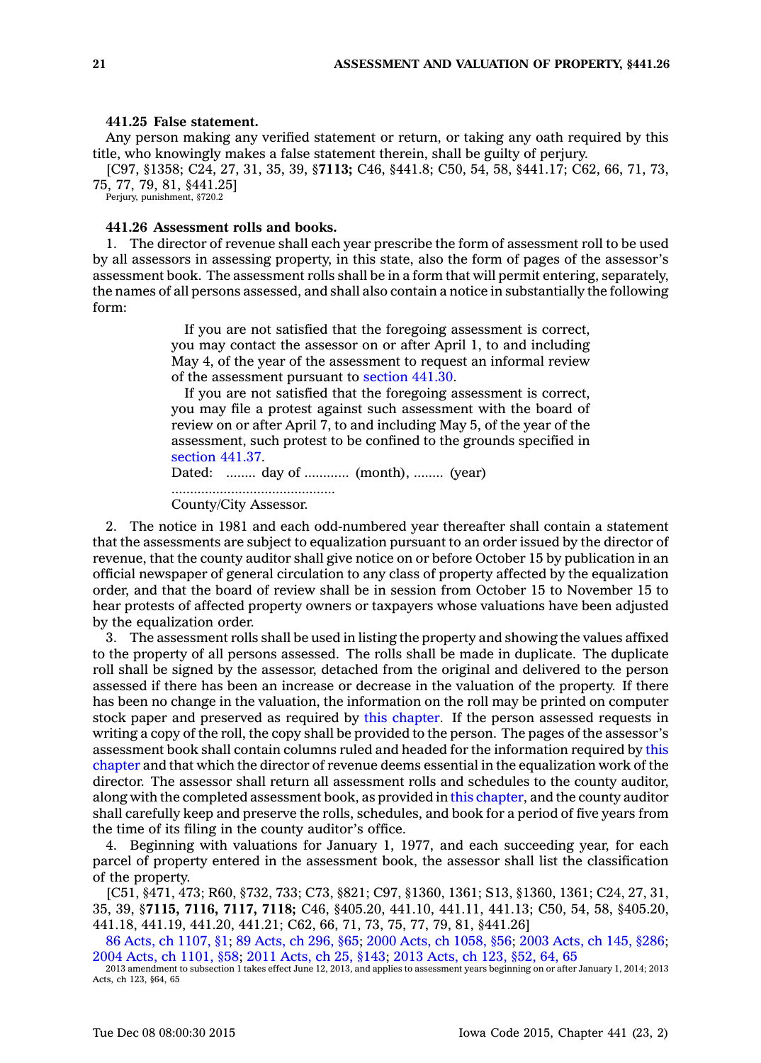**441.25 False statement.**

Any person making any verified statement or return, or taking any oath required by this title, who knowingly makes a false statement therein, shall be guilty of perjury.

[C97, §1358; C24, 27, 31, 35, 39, §**7113;** C46, §441.8; C50, 54, 58, §441.17; C62, 66, 71, 73, 75, 77, 79, 81, §441.25]

Perjury, punishment, §720.2

**441.26 Assessment rolls and books.**

1. The director of revenue shall each year prescribe the form of assessment roll to be used by all assessors in assessing property, in this state, also the form of pages of the assessor's assessment book. The assessment rolls shall be in a form that will permit entering, separately, the names of all persons assessed, and shall also contain a notice in substantially the following form:

> If you are not satisfied that the foregoing assessment is correct, you may contact the assessor on or after April 1, to and including May 4, of the year of the assessment to request an informal review of the assessment pursuant to section 441.30.
>
> If you are not satisfied that the foregoing assessment is correct, you may file a protest against such assessment with the board of review on or after April 7, to and including May 5, of the year of the assessment, such protest to be confined to the grounds specified in section 441.37.
>
> Dated: ........ day of ............ (month), ........ (year)
>
> ...........................................
>
> County/City Assessor.

2. The notice in 1981 and each odd-numbered year thereafter shall contain a statement that the assessments are subject to equalization pursuant to an order issued by the director of revenue, that the county auditor shall give notice on or before October 15 by publication in an official newspaper of general circulation to any class of property affected by the equalization order, and that the board of review shall be in session from October 15 to November 15 to hear protests of affected property owners or taxpayers whose valuations have been adjusted by the equalization order.

3. The assessment rolls shall be used in listing the property and showing the values affixed to the property of all persons assessed. The rolls shall be made in duplicate. The duplicate roll shall be signed by the assessor, detached from the original and delivered to the person assessed if there has been an increase or decrease in the valuation of the property. If there has been no change in the valuation, the information on the roll may be printed on computer stock paper and preserved as required by this chapter. If the person assessed requests in writing a copy of the roll, the copy shall be provided to the person. The pages of the assessor's assessment book shall contain columns ruled and headed for the information required by this chapter and that which the director of revenue deems essential in the equalization work of the director. The assessor shall return all assessment rolls and schedules to the county auditor, along with the completed assessment book, as provided in this chapter, and the county auditor shall carefully keep and preserve the rolls, schedules, and book for a period of five years from the time of its filing in the county auditor's office.

4. Beginning with valuations for January 1, 1977, and each succeeding year, for each parcel of property entered in the assessment book, the assessor shall list the classification of the property.

[C51, §471, 473; R60, §732, 733; C73, §821; C97, §1360, 1361; S13, §1360, 1361; C24, 27, 31, 35, 39, §**7115, 7116, 7117, 7118;** C46, §405.20, 441.10, 441.11, 441.13; C50, 54, 58, §405.20, 441.18, 441.19, 441.20, 441.21; C62, 66, 71, 73, 75, 77, 79, 81, §441.26]

86 Acts, ch 1107, §1; 89 Acts, ch 296, §65; 2000 Acts, ch 1058, §56; 2003 Acts, ch 145, §286; 2004 Acts, ch 1101, §58; 2011 Acts, ch 25, §143; 2013 Acts, ch 123, §52, 64, 65

2013 amendment to subsection 1 takes effect June 12, 2013, and applies to assessment years beginning on or after January 1, 2014; 2013 Acts, ch 123, §64, 65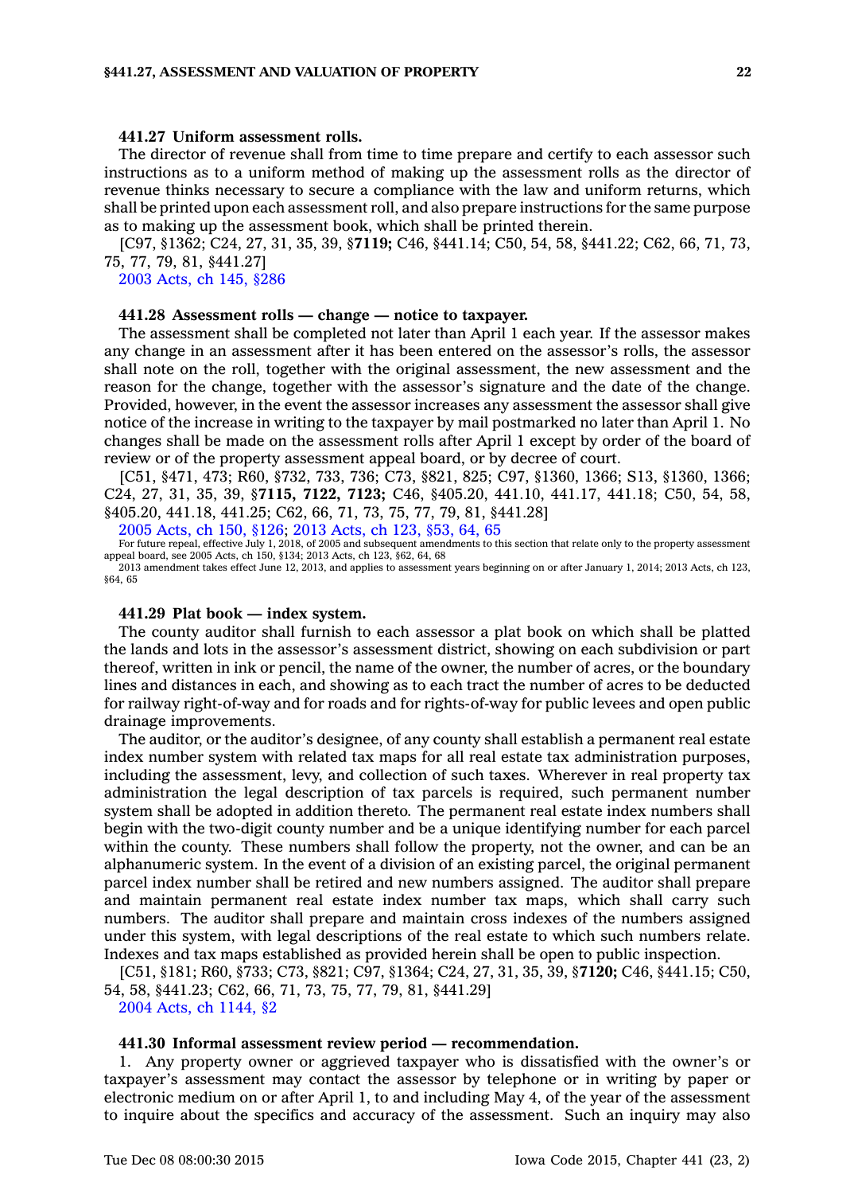#### 441.27 Uniform assessment rolls.

The director of revenue shall from time to time prepare and certify to each assessor such instructions as to a uniform method of making up the assessment rolls as the director of revenue thinks necessary to secure a compliance with the law and uniform returns, which shall be printed upon each assessment roll, and also prepare instructions for the same purpose as to making up the assessment book, which shall be printed therein.

[C97, §1362; C24, 27, 31, 35, 39, §**7119;** C46, §441.14; C50, 54, 58, §441.22; C62, 66, 71, 73, 75, 77, 79, 81, §441.27]

2003 Acts, ch 145, §286

#### 441.28 Assessment rolls — change — notice to taxpayer.

The assessment shall be completed not later than April 1 each year. If the assessor makes any change in an assessment after it has been entered on the assessor's rolls, the assessor shall note on the roll, together with the original assessment, the new assessment and the reason for the change, together with the assessor's signature and the date of the change. Provided, however, in the event the assessor increases any assessment the assessor shall give notice of the increase in writing to the taxpayer by mail postmarked no later than April 1. No changes shall be made on the assessment rolls after April 1 except by order of the board of review or of the property assessment appeal board, or by decree of court.

[C51, §471, 473; R60, §732, 733, 736; C73, §821, 825; C97, §1360, 1366; S13, §1360, 1366; C24, 27, 31, 35, 39, §**7115, 7122, 7123;** C46, §405.20, 441.10, 441.17, 441.18; C50, 54, 58, §405.20, 441.18, 441.25; C62, 66, 71, 73, 75, 77, 79, 81, §441.28]

2005 Acts, ch 150, §126; 2013 Acts, ch 123, §53, 64, 65

For future repeal, effective July 1, 2018, of 2005 and subsequent amendments to this section that relate only to the property assessment appeal board, see 2005 Acts, ch 150, §134; 2013 Acts, ch 123, §62, 64, 68

2013 amendment takes effect June 12, 2013, and applies to assessment years beginning on or after January 1, 2014; 2013 Acts, ch 123, §64, 65

#### 441.29 Plat book — index system.

The county auditor shall furnish to each assessor a plat book on which shall be platted the lands and lots in the assessor's assessment district, showing on each subdivision or part thereof, written in ink or pencil, the name of the owner, the number of acres, or the boundary lines and distances in each, and showing as to each tract the number of acres to be deducted for railway right-of-way and for roads and for rights-of-way for public levees and open public drainage improvements.

The auditor, or the auditor's designee, of any county shall establish a permanent real estate index number system with related tax maps for all real estate tax administration purposes, including the assessment, levy, and collection of such taxes. Wherever in real property tax administration the legal description of tax parcels is required, such permanent number system shall be adopted in addition thereto. The permanent real estate index numbers shall begin with the two-digit county number and be a unique identifying number for each parcel within the county. These numbers shall follow the property, not the owner, and can be an alphanumeric system. In the event of a division of an existing parcel, the original permanent parcel index number shall be retired and new numbers assigned. The auditor shall prepare and maintain permanent real estate index number tax maps, which shall carry such numbers. The auditor shall prepare and maintain cross indexes of the numbers assigned under this system, with legal descriptions of the real estate to which such numbers relate. Indexes and tax maps established as provided herein shall be open to public inspection.

[C51, §181; R60, §733; C73, §821; C97, §1364; C24, 27, 31, 35, 39, §**7120;** C46, §441.15; C50, 54, 58, §441.23; C62, 66, 71, 73, 75, 77, 79, 81, §441.29]

2004 Acts, ch 1144, §2

#### 441.30 Informal assessment review period — recommendation.

1. Any property owner or aggrieved taxpayer who is dissatisfied with the owner's or taxpayer's assessment may contact the assessor by telephone or in writing by paper or electronic medium on or after April 1, to and including May 4, of the year of the assessment to inquire about the specifics and accuracy of the assessment. Such an inquiry may also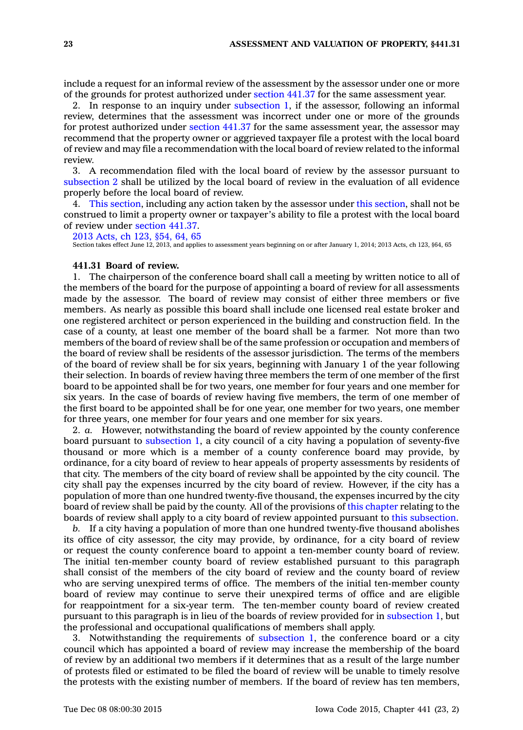include a request for an informal review of the assessment by the assessor under one or more of the grounds for protest authorized under section 441.37 for the same assessment year.

2. In response to an inquiry under subsection 1, if the assessor, following an informal review, determines that the assessment was incorrect under one or more of the grounds for protest authorized under section 441.37 for the same assessment year, the assessor may recommend that the property owner or aggrieved taxpayer file a protest with the local board of review and may file a recommendation with the local board of review related to the informal review.

3. A recommendation filed with the local board of review by the assessor pursuant to subsection 2 shall be utilized by the local board of review in the evaluation of all evidence properly before the local board of review.

4. This section, including any action taken by the assessor under this section, shall not be construed to limit a property owner or taxpayer's ability to file a protest with the local board of review under section 441.37.

2013 Acts, ch 123, §54, 64, 65

Section takes effect June 12, 2013, and applies to assessment years beginning on or after January 1, 2014; 2013 Acts, ch 123, §64, 65

**441.31 Board of review.**

1. The chairperson of the conference board shall call a meeting by written notice to all of the members of the board for the purpose of appointing a board of review for all assessments made by the assessor. The board of review may consist of either three members or five members. As nearly as possible this board shall include one licensed real estate broker and one registered architect or person experienced in the building and construction field. In the case of a county, at least one member of the board shall be a farmer. Not more than two members of the board of review shall be of the same profession or occupation and members of the board of review shall be residents of the assessor jurisdiction. The terms of the members of the board of review shall be for six years, beginning with January 1 of the year following their selection. In boards of review having three members the term of one member of the first board to be appointed shall be for two years, one member for four years and one member for six years. In the case of boards of review having five members, the term of one member of the first board to be appointed shall be for one year, one member for two years, one member for three years, one member for four years and one member for six years.

2. *a.* However, notwithstanding the board of review appointed by the county conference board pursuant to subsection 1, a city council of a city having a population of seventy-five thousand or more which is a member of a county conference board may provide, by ordinance, for a city board of review to hear appeals of property assessments by residents of that city. The members of the city board of review shall be appointed by the city council. The city shall pay the expenses incurred by the city board of review. However, if the city has a population of more than one hundred twenty-five thousand, the expenses incurred by the city board of review shall be paid by the county. All of the provisions of this chapter relating to the boards of review shall apply to a city board of review appointed pursuant to this subsection.

*b.* If a city having a population of more than one hundred twenty-five thousand abolishes its office of city assessor, the city may provide, by ordinance, for a city board of review or request the county conference board to appoint a ten-member county board of review. The initial ten-member county board of review established pursuant to this paragraph shall consist of the members of the city board of review and the county board of review who are serving unexpired terms of office. The members of the initial ten-member county board of review may continue to serve their unexpired terms of office and are eligible for reappointment for a six-year term. The ten-member county board of review created pursuant to this paragraph is in lieu of the boards of review provided for in subsection 1, but the professional and occupational qualifications of members shall apply.

3. Notwithstanding the requirements of subsection 1, the conference board or a city council which has appointed a board of review may increase the membership of the board of review by an additional two members if it determines that as a result of the large number of protests filed or estimated to be filed the board of review will be unable to timely resolve the protests with the existing number of members. If the board of review has ten members,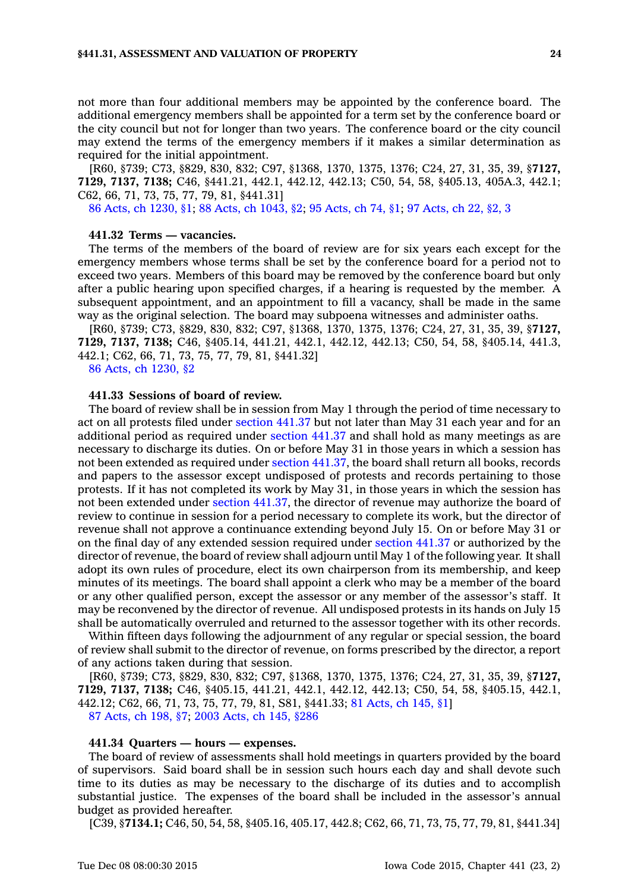not more than four additional members may be appointed by the conference board. The additional emergency members shall be appointed for a term set by the conference board or the city council but not for longer than two years. The conference board or the city council may extend the terms of the emergency members if it makes a similar determination as required for the initial appointment.

[R60, §739; C73, §829, 830, 832; C97, §1368, 1370, 1375, 1376; C24, 27, 31, 35, 39, §**7127, 7129, 7137, 7138;** C46, §441.21, 442.1, 442.12, 442.13; C50, 54, 58, §405.13, 405A.3, 442.1; C62, 66, 71, 73, 75, 77, 79, 81, §441.31]

86 Acts, ch 1230, §1; 88 Acts, ch 1043, §2; 95 Acts, ch 74, §1; 97 Acts, ch 22, §2, 3

**441.32 Terms — vacancies.**

The terms of the members of the board of review are for six years each except for the emergency members whose terms shall be set by the conference board for a period not to exceed two years. Members of this board may be removed by the conference board but only after a public hearing upon specified charges, if a hearing is requested by the member. A subsequent appointment, and an appointment to fill a vacancy, shall be made in the same way as the original selection. The board may subpoena witnesses and administer oaths.

[R60, §739; C73, §829, 830, 832; C97, §1368, 1370, 1375, 1376; C24, 27, 31, 35, 39, §**7127, 7129, 7137, 7138;** C46, §405.14, 441.21, 442.1, 442.12, 442.13; C50, 54, 58, §405.14, 441.3, 442.1; C62, 66, 71, 73, 75, 77, 79, 81, §441.32]

86 Acts, ch 1230, §2

**441.33 Sessions of board of review.**

The board of review shall be in session from May 1 through the period of time necessary to act on all protests filed under section 441.37 but not later than May 31 each year and for an additional period as required under section 441.37 and shall hold as many meetings as are necessary to discharge its duties. On or before May 31 in those years in which a session has not been extended as required under section 441.37, the board shall return all books, records and papers to the assessor except undisposed of protests and records pertaining to those protests. If it has not completed its work by May 31, in those years in which the session has not been extended under section 441.37, the director of revenue may authorize the board of review to continue in session for a period necessary to complete its work, but the director of revenue shall not approve a continuance extending beyond July 15. On or before May 31 or on the final day of any extended session required under section 441.37 or authorized by the director of revenue, the board of review shall adjourn until May 1 of the following year. It shall adopt its own rules of procedure, elect its own chairperson from its membership, and keep minutes of its meetings. The board shall appoint a clerk who may be a member of the board or any other qualified person, except the assessor or any member of the assessor's staff. It may be reconvened by the director of revenue. All undisposed protests in its hands on July 15 shall be automatically overruled and returned to the assessor together with its other records.

Within fifteen days following the adjournment of any regular or special session, the board of review shall submit to the director of revenue, on forms prescribed by the director, a report of any actions taken during that session.

[R60, §739; C73, §829, 830, 832; C97, §1368, 1370, 1375, 1376; C24, 27, 31, 35, 39, §**7127, 7129, 7137, 7138;** C46, §405.15, 441.21, 442.1, 442.12, 442.13; C50, 54, 58, §405.15, 442.1, 442.12; C62, 66, 71, 73, 75, 77, 79, 81, S81, §441.33; 81 Acts, ch 145, §1]

87 Acts, ch 198, §7; 2003 Acts, ch 145, §286

**441.34 Quarters — hours — expenses.**

The board of review of assessments shall hold meetings in quarters provided by the board of supervisors. Said board shall be in session such hours each day and shall devote such time to its duties as may be necessary to the discharge of its duties and to accomplish substantial justice. The expenses of the board shall be included in the assessor's annual budget as provided hereafter.

[C39, §**7134.1;** C46, 50, 54, 58, §405.16, 405.17, 442.8; C62, 66, 71, 73, 75, 77, 79, 81, §441.34]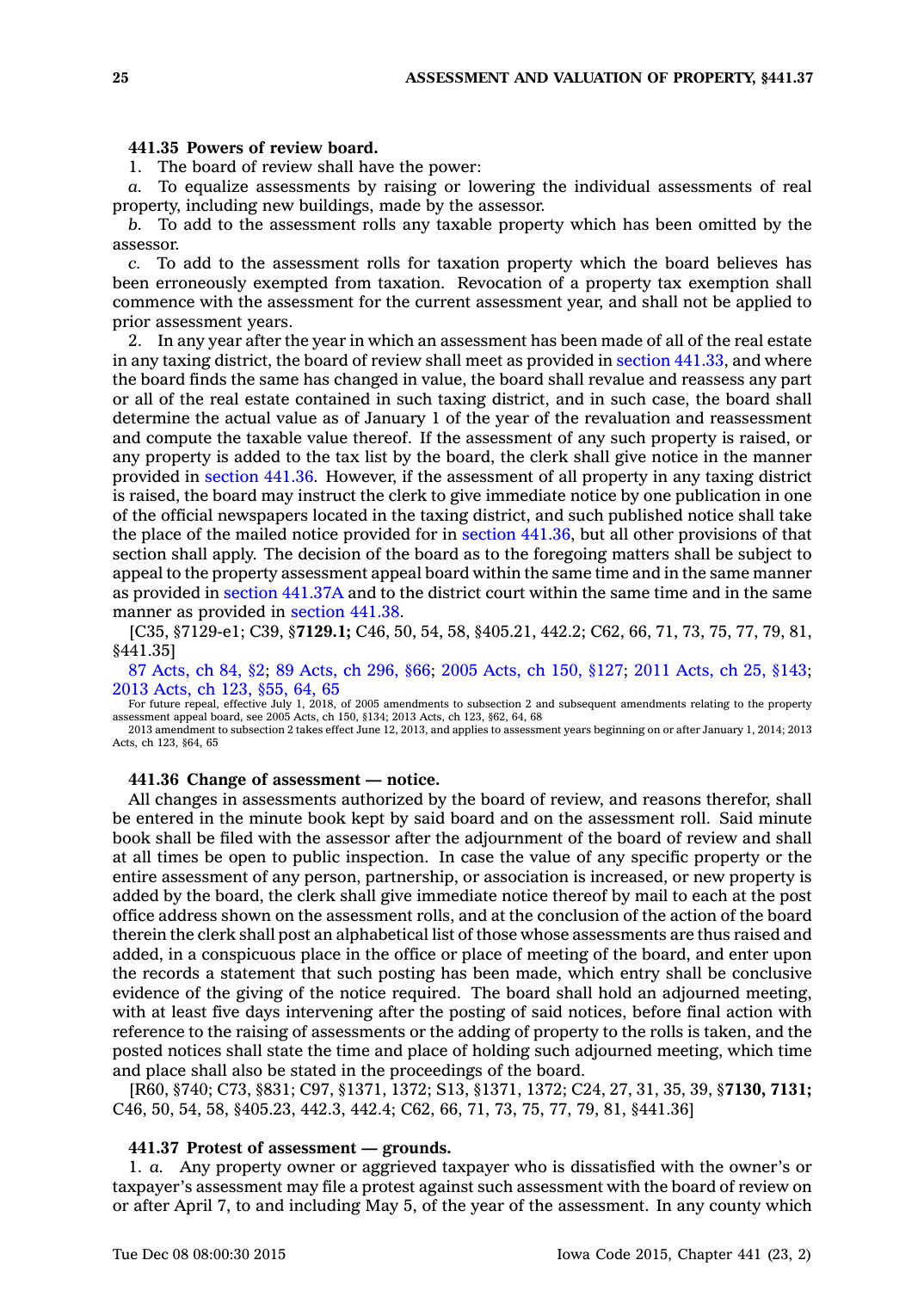**441.35 Powers of review board.**

1. The board of review shall have the power:

*a.* To equalize assessments by raising or lowering the individual assessments of real property, including new buildings, made by the assessor.

*b.* To add to the assessment rolls any taxable property which has been omitted by the assessor.

*c.* To add to the assessment rolls for taxation property which the board believes has been erroneously exempted from taxation. Revocation of a property tax exemption shall commence with the assessment for the current assessment year, and shall not be applied to prior assessment years.

2. In any year after the year in which an assessment has been made of all of the real estate in any taxing district, the board of review shall meet as provided in section 441.33, and where the board finds the same has changed in value, the board shall revalue and reassess any part or all of the real estate contained in such taxing district, and in such case, the board shall determine the actual value as of January 1 of the year of the revaluation and reassessment and compute the taxable value thereof. If the assessment of any such property is raised, or any property is added to the tax list by the board, the clerk shall give notice in the manner provided in section 441.36. However, if the assessment of all property in any taxing district is raised, the board may instruct the clerk to give immediate notice by one publication in one of the official newspapers located in the taxing district, and such published notice shall take the place of the mailed notice provided for in section 441.36, but all other provisions of that section shall apply. The decision of the board as to the foregoing matters shall be subject to appeal to the property assessment appeal board within the same time and in the same manner as provided in section 441.37A and to the district court within the same time and in the same manner as provided in section 441.38.

[C35, §7129-e1; C39, §**7129.1;** C46, 50, 54, 58, §405.21, 442.2; C62, 66, 71, 73, 75, 77, 79, 81, §441.35]

87 Acts, ch 84, §2; 89 Acts, ch 296, §66; 2005 Acts, ch 150, §127; 2011 Acts, ch 25, §143; 2013 Acts, ch 123, §55, 64, 65

For future repeal, effective July 1, 2018, of 2005 amendments to subsection 2 and subsequent amendments relating to the property assessment appeal board, see 2005 Acts, ch 150, §134; 2013 Acts, ch 123, §62, 64, 68

2013 amendment to subsection 2 takes effect June 12, 2013, and applies to assessment years beginning on or after January 1, 2014; 2013 Acts, ch 123, §64, 65

**441.36 Change of assessment — notice.**

All changes in assessments authorized by the board of review, and reasons therefor, shall be entered in the minute book kept by said board and on the assessment roll. Said minute book shall be filed with the assessor after the adjournment of the board of review and shall at all times be open to public inspection. In case the value of any specific property or the entire assessment of any person, partnership, or association is increased, or new property is added by the board, the clerk shall give immediate notice thereof by mail to each at the post office address shown on the assessment rolls, and at the conclusion of the action of the board therein the clerk shall post an alphabetical list of those whose assessments are thus raised and added, in a conspicuous place in the office or place of meeting of the board, and enter upon the records a statement that such posting has been made, which entry shall be conclusive evidence of the giving of the notice required. The board shall hold an adjourned meeting, with at least five days intervening after the posting of said notices, before final action with reference to the raising of assessments or the adding of property to the rolls is taken, and the posted notices shall state the time and place of holding such adjourned meeting, which time and place shall also be stated in the proceedings of the board.

[R60, §740; C73, §831; C97, §1371, 1372; S13, §1371, 1372; C24, 27, 31, 35, 39, §**7130, 7131;** C46, 50, 54, 58, §405.23, 442.3, 442.4; C62, 66, 71, 73, 75, 77, 79, 81, §441.36]

**441.37 Protest of assessment — grounds.**

1. *a.* Any property owner or aggrieved taxpayer who is dissatisfied with the owner's or taxpayer's assessment may file a protest against such assessment with the board of review on or after April 7, to and including May 5, of the year of the assessment. In any county which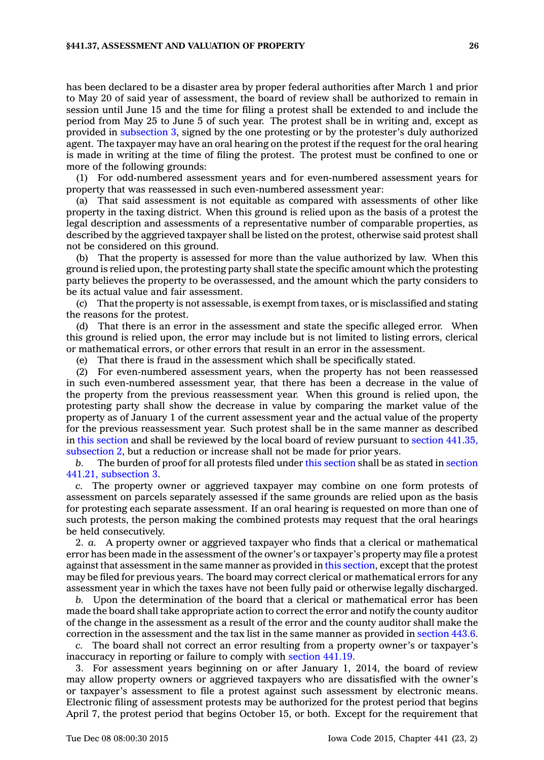has been declared to be a disaster area by proper federal authorities after March 1 and prior to May 20 of said year of assessment, the board of review shall be authorized to remain in session until June 15 and the time for filing a protest shall be extended to and include the period from May 25 to June 5 of such year. The protest shall be in writing and, except as provided in subsection 3, signed by the one protesting or by the protester's duly authorized agent. The taxpayer may have an oral hearing on the protest if the request for the oral hearing is made in writing at the time of filing the protest. The protest must be confined to one or more of the following grounds:

(1) For odd-numbered assessment years and for even-numbered assessment years for property that was reassessed in such even-numbered assessment year:

(a) That said assessment is not equitable as compared with assessments of other like property in the taxing district. When this ground is relied upon as the basis of a protest the legal description and assessments of a representative number of comparable properties, as described by the aggrieved taxpayer shall be listed on the protest, otherwise said protest shall not be considered on this ground.

(b) That the property is assessed for more than the value authorized by law. When this ground is relied upon, the protesting party shall state the specific amount which the protesting party believes the property to be overassessed, and the amount which the party considers to be its actual value and fair assessment.

(c) That the property is not assessable, is exempt from taxes, or is misclassified and stating the reasons for the protest.

(d) That there is an error in the assessment and state the specific alleged error. When this ground is relied upon, the error may include but is not limited to listing errors, clerical or mathematical errors, or other errors that result in an error in the assessment.

(e) That there is fraud in the assessment which shall be specifically stated.

(2) For even-numbered assessment years, when the property has not been reassessed in such even-numbered assessment year, that there has been a decrease in the value of the property from the previous reassessment year. When this ground is relied upon, the protesting party shall show the decrease in value by comparing the market value of the property as of January 1 of the current assessment year and the actual value of the property for the previous reassessment year. Such protest shall be in the same manner as described in this section and shall be reviewed by the local board of review pursuant to section 441.35, subsection 2, but a reduction or increase shall not be made for prior years.

*b.* The burden of proof for all protests filed under this section shall be as stated in section 441.21, subsection 3.

*c.* The property owner or aggrieved taxpayer may combine on one form protests of assessment on parcels separately assessed if the same grounds are relied upon as the basis for protesting each separate assessment. If an oral hearing is requested on more than one of such protests, the person making the combined protests may request that the oral hearings be held consecutively.

2. *a.* A property owner or aggrieved taxpayer who finds that a clerical or mathematical error has been made in the assessment of the owner's or taxpayer's property may file a protest against that assessment in the same manner as provided in this section, except that the protest may be filed for previous years. The board may correct clerical or mathematical errors for any assessment year in which the taxes have not been fully paid or otherwise legally discharged.

*b.* Upon the determination of the board that a clerical or mathematical error has been made the board shall take appropriate action to correct the error and notify the county auditor of the change in the assessment as a result of the error and the county auditor shall make the correction in the assessment and the tax list in the same manner as provided in section 443.6.

*c.* The board shall not correct an error resulting from a property owner's or taxpayer's inaccuracy in reporting or failure to comply with section 441.19.

3. For assessment years beginning on or after January 1, 2014, the board of review may allow property owners or aggrieved taxpayers who are dissatisfied with the owner's or taxpayer's assessment to file a protest against such assessment by electronic means. Electronic filing of assessment protests may be authorized for the protest period that begins April 7, the protest period that begins October 15, or both. Except for the requirement that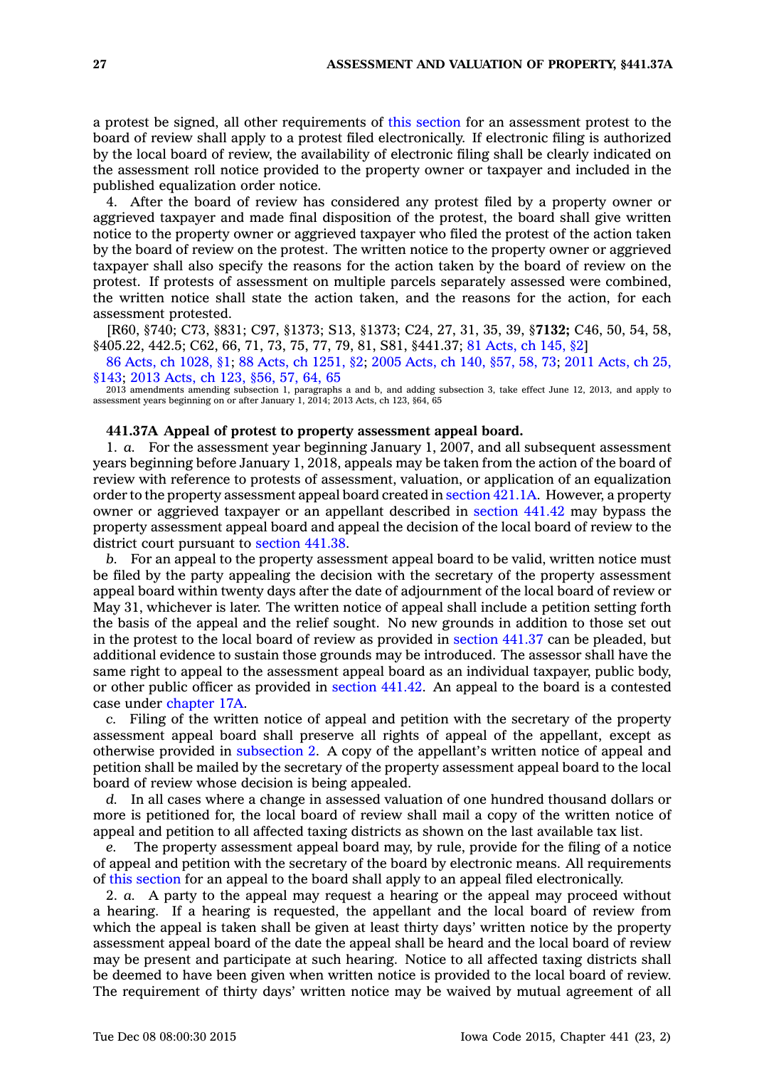a protest be signed, all other requirements of this section for an assessment protest to the board of review shall apply to a protest filed electronically. If electronic filing is authorized by the local board of review, the availability of electronic filing shall be clearly indicated on the assessment roll notice provided to the property owner or taxpayer and included in the published equalization order notice.

4. After the board of review has considered any protest filed by a property owner or aggrieved taxpayer and made final disposition of the protest, the board shall give written notice to the property owner or aggrieved taxpayer who filed the protest of the action taken by the board of review on the protest. The written notice to the property owner or aggrieved taxpayer shall also specify the reasons for the action taken by the board of review on the protest. If protests of assessment on multiple parcels separately assessed were combined, the written notice shall state the action taken, and the reasons for the action, for each assessment protested.

[R60, §740; C73, §831; C97, §1373; S13, §1373; C24, 27, 31, 35, 39, §**7132;** C46, 50, 54, 58, §405.22, 442.5; C62, 66, 71, 73, 75, 77, 79, 81, S81, §441.37; 81 Acts, ch 145, §2]

86 Acts, ch 1028, §1; 88 Acts, ch 1251, §2; 2005 Acts, ch 140, §57, 58, 73; 2011 Acts, ch 25, §143; 2013 Acts, ch 123, §56, 57, 64, 65

2013 amendments amending subsection 1, paragraphs a and b, and adding subsection 3, take effect June 12, 2013, and apply to assessment years beginning on or after January 1, 2014; 2013 Acts, ch 123, §64, 65

### 441.37A Appeal of protest to property assessment appeal board.

1. *a.* For the assessment year beginning January 1, 2007, and all subsequent assessment years beginning before January 1, 2018, appeals may be taken from the action of the board of review with reference to protests of assessment, valuation, or application of an equalization order to the property assessment appeal board created in section 421.1A. However, a property owner or aggrieved taxpayer or an appellant described in section 441.42 may bypass the property assessment appeal board and appeal the decision of the local board of review to the district court pursuant to section 441.38.

*b.* For an appeal to the property assessment appeal board to be valid, written notice must be filed by the party appealing the decision with the secretary of the property assessment appeal board within twenty days after the date of adjournment of the local board of review or May 31, whichever is later. The written notice of appeal shall include a petition setting forth the basis of the appeal and the relief sought. No new grounds in addition to those set out in the protest to the local board of review as provided in section 441.37 can be pleaded, but additional evidence to sustain those grounds may be introduced. The assessor shall have the same right to appeal to the assessment appeal board as an individual taxpayer, public body, or other public officer as provided in section 441.42. An appeal to the board is a contested case under chapter 17A.

*c.* Filing of the written notice of appeal and petition with the secretary of the property assessment appeal board shall preserve all rights of appeal of the appellant, except as otherwise provided in subsection 2. A copy of the appellant's written notice of appeal and petition shall be mailed by the secretary of the property assessment appeal board to the local board of review whose decision is being appealed.

*d.* In all cases where a change in assessed valuation of one hundred thousand dollars or more is petitioned for, the local board of review shall mail a copy of the written notice of appeal and petition to all affected taxing districts as shown on the last available tax list.

*e.* The property assessment appeal board may, by rule, provide for the filing of a notice of appeal and petition with the secretary of the board by electronic means. All requirements of this section for an appeal to the board shall apply to an appeal filed electronically.

2. *a.* A party to the appeal may request a hearing or the appeal may proceed without a hearing. If a hearing is requested, the appellant and the local board of review from which the appeal is taken shall be given at least thirty days' written notice by the property assessment appeal board of the date the appeal shall be heard and the local board of review may be present and participate at such hearing. Notice to all affected taxing districts shall be deemed to have been given when written notice is provided to the local board of review. The requirement of thirty days' written notice may be waived by mutual agreement of all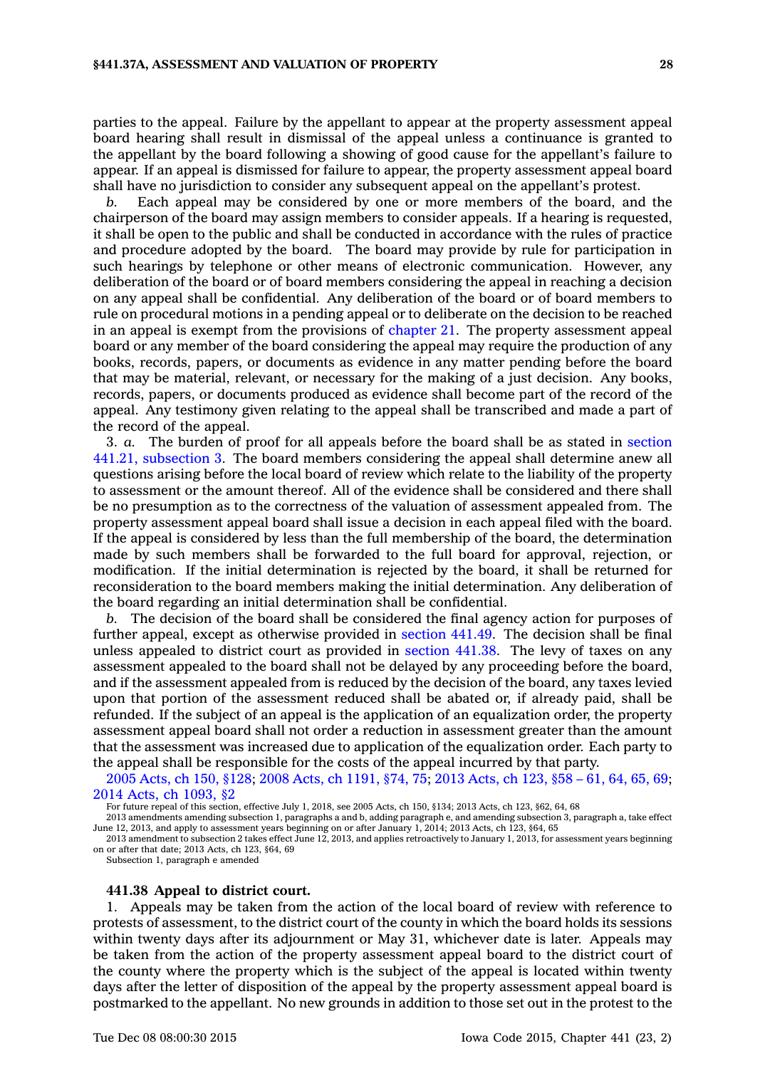parties to the appeal. Failure by the appellant to appear at the property assessment appeal board hearing shall result in dismissal of the appeal unless a continuance is granted to the appellant by the board following a showing of good cause for the appellant's failure to appear. If an appeal is dismissed for failure to appear, the property assessment appeal board shall have no jurisdiction to consider any subsequent appeal on the appellant's protest.

*b.* Each appeal may be considered by one or more members of the board, and the chairperson of the board may assign members to consider appeals. If a hearing is requested, it shall be open to the public and shall be conducted in accordance with the rules of practice and procedure adopted by the board. The board may provide by rule for participation in such hearings by telephone or other means of electronic communication. However, any deliberation of the board or of board members considering the appeal in reaching a decision on any appeal shall be confidential. Any deliberation of the board or of board members to rule on procedural motions in a pending appeal or to deliberate on the decision to be reached in an appeal is exempt from the provisions of chapter 21. The property assessment appeal board or any member of the board considering the appeal may require the production of any books, records, papers, or documents as evidence in any matter pending before the board that may be material, relevant, or necessary for the making of a just decision. Any books, records, papers, or documents produced as evidence shall become part of the record of the appeal. Any testimony given relating to the appeal shall be transcribed and made a part of the record of the appeal.

3. *a.* The burden of proof for all appeals before the board shall be as stated in section 441.21, subsection 3. The board members considering the appeal shall determine anew all questions arising before the local board of review which relate to the liability of the property to assessment or the amount thereof. All of the evidence shall be considered and there shall be no presumption as to the correctness of the valuation of assessment appealed from. The property assessment appeal board shall issue a decision in each appeal filed with the board. If the appeal is considered by less than the full membership of the board, the determination made by such members shall be forwarded to the full board for approval, rejection, or modification. If the initial determination is rejected by the board, it shall be returned for reconsideration to the board members making the initial determination. Any deliberation of the board regarding an initial determination shall be confidential.

*b.* The decision of the board shall be considered the final agency action for purposes of further appeal, except as otherwise provided in section 441.49. The decision shall be final unless appealed to district court as provided in section 441.38. The levy of taxes on any assessment appealed to the board shall not be delayed by any proceeding before the board, and if the assessment appealed from is reduced by the decision of the board, any taxes levied upon that portion of the assessment reduced shall be abated or, if already paid, shall be refunded. If the subject of an appeal is the application of an equalization order, the property assessment appeal board shall not order a reduction in assessment greater than the amount that the assessment was increased due to application of the equalization order. Each party to the appeal shall be responsible for the costs of the appeal incurred by that party.

2005 Acts, ch 150, §128; 2008 Acts, ch 1191, §74, 75; 2013 Acts, ch 123, §58 – 61, 64, 65, 69; 2014 Acts, ch 1093, §2

For future repeal of this section, effective July 1, 2018, see 2005 Acts, ch 150, §134; 2013 Acts, ch 123, §62, 64, 68

2013 amendments amending subsection 1, paragraphs a and b, adding paragraph e, and amending subsection 3, paragraph a, take effect June 12, 2013, and apply to assessment years beginning on or after January 1, 2014; 2013 Acts, ch 123, §64, 65

2013 amendment to subsection 2 takes effect June 12, 2013, and applies retroactively to January 1, 2013, for assessment years beginning on or after that date; 2013 Acts, ch 123, §64, 69

Subsection 1, paragraph e amended

**441.38 Appeal to district court.**

1. Appeals may be taken from the action of the local board of review with reference to protests of assessment, to the district court of the county in which the board holds its sessions within twenty days after its adjournment or May 31, whichever date is later. Appeals may be taken from the action of the property assessment appeal board to the district court of the county where the property which is the subject of the appeal is located within twenty days after the letter of disposition of the appeal by the property assessment appeal board is postmarked to the appellant. No new grounds in addition to those set out in the protest to the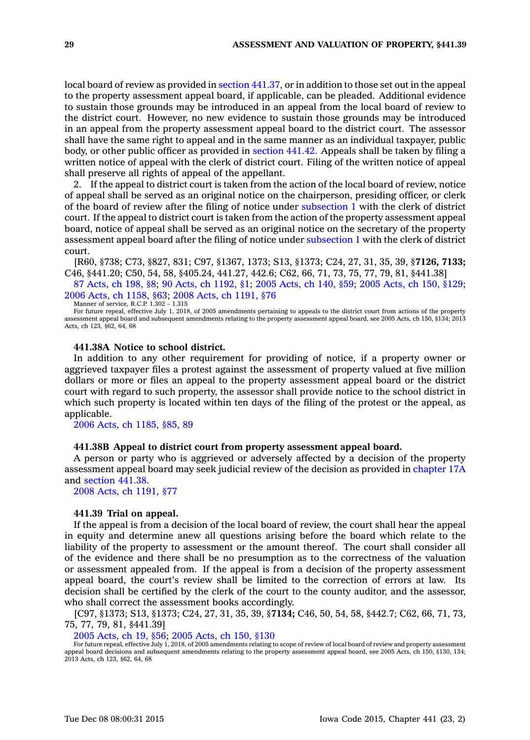local board of review as provided in section 441.37, or in addition to those set out in the appeal to the property assessment appeal board, if applicable, can be pleaded. Additional evidence to sustain those grounds may be introduced in an appeal from the local board of review to the district court. However, no new evidence to sustain those grounds may be introduced in an appeal from the property assessment appeal board to the district court. The assessor shall have the same right to appeal and in the same manner as an individual taxpayer, public body, or other public officer as provided in section 441.42. Appeals shall be taken by filing a written notice of appeal with the clerk of district court. Filing of the written notice of appeal shall preserve all rights of appeal of the appellant.

2. If the appeal to district court is taken from the action of the local board of review, notice of appeal shall be served as an original notice on the chairperson, presiding officer, or clerk of the board of review after the filing of notice under subsection 1 with the clerk of district court. If the appeal to district court is taken from the action of the property assessment appeal board, notice of appeal shall be served as an original notice on the secretary of the property assessment appeal board after the filing of notice under subsection 1 with the clerk of district court.

[R60, §738; C73, §827, 831; C97, §1367, 1373; S13, §1373; C24, 27, 31, 35, 39, §**7126, 7133;** C46, §441.20; C50, 54, 58, §405.24, 441.27, 442.6; C62, 66, 71, 73, 75, 77, 79, 81, §441.38]

87 Acts, ch 198, §8; 90 Acts, ch 1192, §1; 2005 Acts, ch 140, §59; 2005 Acts, ch 150, §129; 2006 Acts, ch 1158, §63; 2008 Acts, ch 1191, §76

Manner of service, R.C.P. 1.302 – 1.315

For future repeal, effective July 1, 2018, of 2005 amendments pertaining to appeals to the district court from actions of the property assessment appeal board and subsequent amendments relating to the property assessment appeal board, see 2005 Acts, ch 150, §134; 2013 Acts, ch 123, §62, 64, 68

### 441.38A Notice to school district.

In addition to any other requirement for providing of notice, if a property owner or aggrieved taxpayer files a protest against the assessment of property valued at five million dollars or more or files an appeal to the property assessment appeal board or the district court with regard to such property, the assessor shall provide notice to the school district in which such property is located within ten days of the filing of the protest or the appeal, as applicable.

2006 Acts, ch 1185, §85, 89

### 441.38B Appeal to district court from property assessment appeal board.

A person or party who is aggrieved or adversely affected by a decision of the property assessment appeal board may seek judicial review of the decision as provided in chapter 17A and section 441.38.

2008 Acts, ch 1191, §77

### 441.39 Trial on appeal.

If the appeal is from a decision of the local board of review, the court shall hear the appeal in equity and determine anew all questions arising before the board which relate to the liability of the property to assessment or the amount thereof. The court shall consider all of the evidence and there shall be no presumption as to the correctness of the valuation or assessment appealed from. If the appeal is from a decision of the property assessment appeal board, the court's review shall be limited to the correction of errors at law. Its decision shall be certified by the clerk of the court to the county auditor, and the assessor, who shall correct the assessment books accordingly.

[C97, §1373; S13, §1373; C24, 27, 31, 35, 39, §**7134;** C46, 50, 54, 58, §442.7; C62, 66, 71, 73, 75, 77, 79, 81, §441.39]

2005 Acts, ch 19, §56; 2005 Acts, ch 150, §130

For future repeal, effective July 1, 2018, of 2005 amendments relating to scope of review of local board of review and property assessment appeal board decisions and subsequent amendments relating to the property assessment appeal board, see 2005 Acts, ch 150, §130, 134; 2013 Acts, ch 123, §62, 64, 68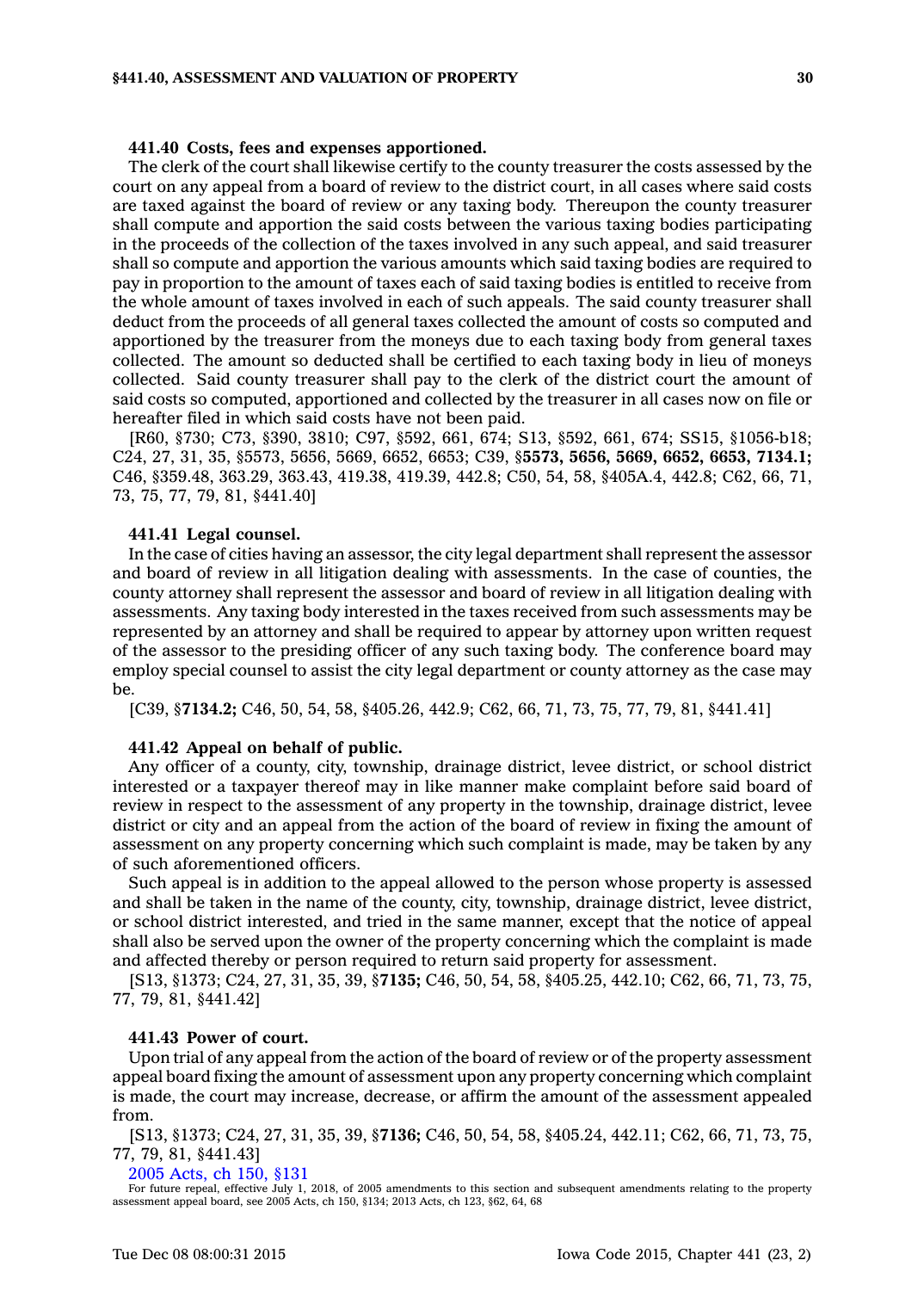**441.40 Costs, fees and expenses apportioned.**

The clerk of the court shall likewise certify to the county treasurer the costs assessed by the court on any appeal from a board of review to the district court, in all cases where said costs are taxed against the board of review or any taxing body. Thereupon the county treasurer shall compute and apportion the said costs between the various taxing bodies participating in the proceeds of the collection of the taxes involved in any such appeal, and said treasurer shall so compute and apportion the various amounts which said taxing bodies are required to pay in proportion to the amount of taxes each of said taxing bodies is entitled to receive from the whole amount of taxes involved in each of such appeals. The said county treasurer shall deduct from the proceeds of all general taxes collected the amount of costs so computed and apportioned by the treasurer from the moneys due to each taxing body from general taxes collected. The amount so deducted shall be certified to each taxing body in lieu of moneys collected. Said county treasurer shall pay to the clerk of the district court the amount of said costs so computed, apportioned and collected by the treasurer in all cases now on file or hereafter filed in which said costs have not been paid.

[R60, §730; C73, §390, 3810; C97, §592, 661, 674; S13, §592, 661, 674; SS15, §1056-b18; C24, 27, 31, 35, §5573, 5656, 5669, 6652, 6653; C39, §**5573, 5656, 5669, 6652, 6653, 7134.1;** C46, §359.48, 363.29, 363.43, 419.38, 419.39, 442.8; C50, 54, 58, §405A.4, 442.8; C62, 66, 71, 73, 75, 77, 79, 81, §441.40]

**441.41 Legal counsel.**

In the case of cities having an assessor, the city legal department shall represent the assessor and board of review in all litigation dealing with assessments. In the case of counties, the county attorney shall represent the assessor and board of review in all litigation dealing with assessments. Any taxing body interested in the taxes received from such assessments may be represented by an attorney and shall be required to appear by attorney upon written request of the assessor to the presiding officer of any such taxing body. The conference board may employ special counsel to assist the city legal department or county attorney as the case may be.

[C39, §**7134.2;** C46, 50, 54, 58, §405.26, 442.9; C62, 66, 71, 73, 75, 77, 79, 81, §441.41]

**441.42 Appeal on behalf of public.**

Any officer of a county, city, township, drainage district, levee district, or school district interested or a taxpayer thereof may in like manner make complaint before said board of review in respect to the assessment of any property in the township, drainage district, levee district or city and an appeal from the action of the board of review in fixing the amount of assessment on any property concerning which such complaint is made, may be taken by any of such aforementioned officers.

Such appeal is in addition to the appeal allowed to the person whose property is assessed and shall be taken in the name of the county, city, township, drainage district, levee district, or school district interested, and tried in the same manner, except that the notice of appeal shall also be served upon the owner of the property concerning which the complaint is made and affected thereby or person required to return said property for assessment.

[S13, §1373; C24, 27, 31, 35, 39, §**7135;** C46, 50, 54, 58, §405.25, 442.10; C62, 66, 71, 73, 75, 77, 79, 81, §441.42]

**441.43 Power of court.**

Upon trial of any appeal from the action of the board of review or of the property assessment appeal board fixing the amount of assessment upon any property concerning which complaint is made, the court may increase, decrease, or affirm the amount of the assessment appealed from.

[S13, §1373; C24, 27, 31, 35, 39, §**7136;** C46, 50, 54, 58, §405.24, 442.11; C62, 66, 71, 73, 75, 77, 79, 81, §441.43]

2005 Acts, ch 150, §131

For future repeal, effective July 1, 2018, of 2005 amendments to this section and subsequent amendments relating to the property assessment appeal board, see 2005 Acts, ch 150, §134; 2013 Acts, ch 123, §62, 64, 68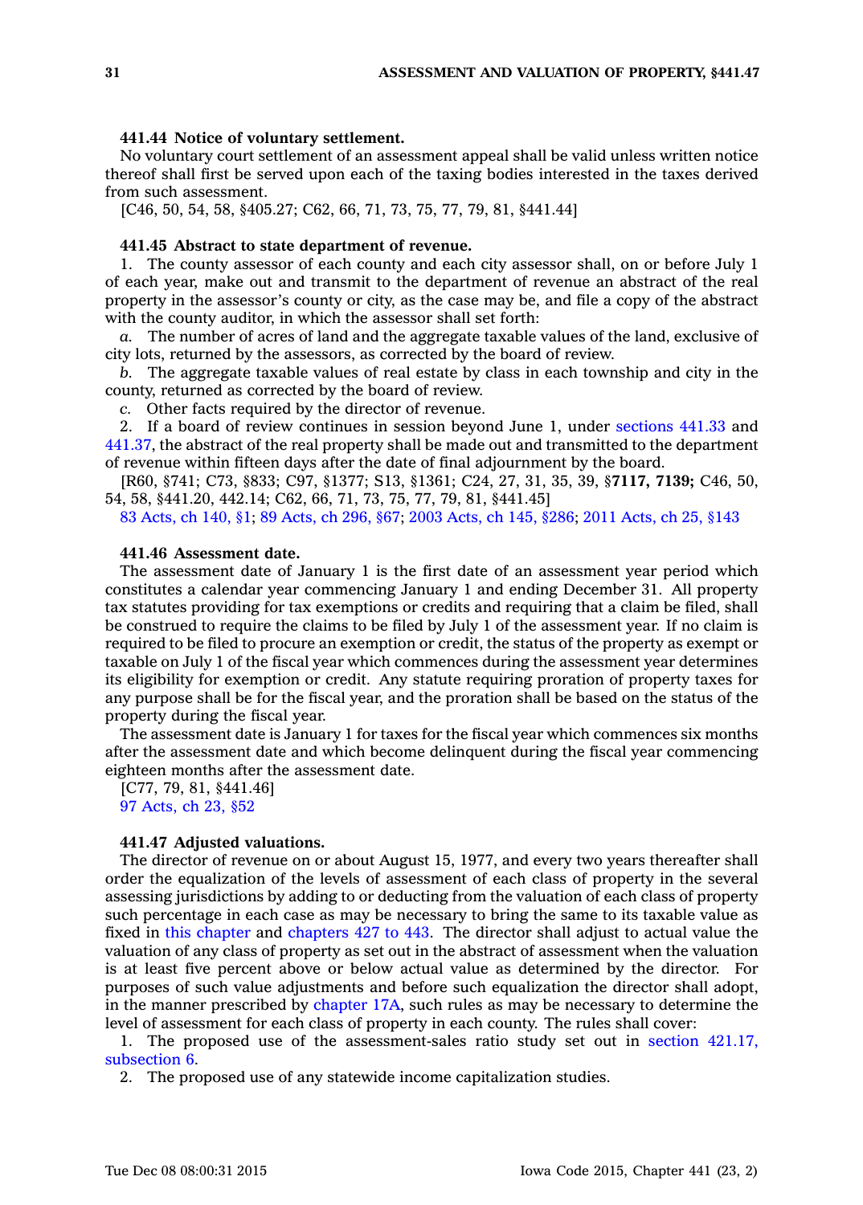**441.44 Notice of voluntary settlement.**

No voluntary court settlement of an assessment appeal shall be valid unless written notice thereof shall first be served upon each of the taxing bodies interested in the taxes derived from such assessment.

[C46, 50, 54, 58, §405.27; C62, 66, 71, 73, 75, 77, 79, 81, §441.44]

**441.45 Abstract to state department of revenue.**

1. The county assessor of each county and each city assessor shall, on or before July 1 of each year, make out and transmit to the department of revenue an abstract of the real property in the assessor's county or city, as the case may be, and file a copy of the abstract with the county auditor, in which the assessor shall set forth:

*a.* The number of acres of land and the aggregate taxable values of the land, exclusive of city lots, returned by the assessors, as corrected by the board of review.

*b.* The aggregate taxable values of real estate by class in each township and city in the county, returned as corrected by the board of review.

*c.* Other facts required by the director of revenue.

2. If a board of review continues in session beyond June 1, under sections 441.33 and 441.37, the abstract of the real property shall be made out and transmitted to the department of revenue within fifteen days after the date of final adjournment by the board.

[R60, §741; C73, §833; C97, §1377; S13, §1361; C24, 27, 31, 35, 39, §**7117, 7139;** C46, 50, 54, 58, §441.20, 442.14; C62, 66, 71, 73, 75, 77, 79, 81, §441.45]

83 Acts, ch 140, §1; 89 Acts, ch 296, §67; 2003 Acts, ch 145, §286; 2011 Acts, ch 25, §143

**441.46 Assessment date.**

The assessment date of January 1 is the first date of an assessment year period which constitutes a calendar year commencing January 1 and ending December 31. All property tax statutes providing for tax exemptions or credits and requiring that a claim be filed, shall be construed to require the claims to be filed by July 1 of the assessment year. If no claim is required to be filed to procure an exemption or credit, the status of the property as exempt or taxable on July 1 of the fiscal year which commences during the assessment year determines its eligibility for exemption or credit. Any statute requiring proration of property taxes for any purpose shall be for the fiscal year, and the proration shall be based on the status of the property during the fiscal year.

The assessment date is January 1 for taxes for the fiscal year which commences six months after the assessment date and which become delinquent during the fiscal year commencing eighteen months after the assessment date.

[C77, 79, 81, §441.46]

97 Acts, ch 23, §52

**441.47 Adjusted valuations.**

The director of revenue on or about August 15, 1977, and every two years thereafter shall order the equalization of the levels of assessment of each class of property in the several assessing jurisdictions by adding to or deducting from the valuation of each class of property such percentage in each case as may be necessary to bring the same to its taxable value as fixed in this chapter and chapters 427 to 443. The director shall adjust to actual value the valuation of any class of property as set out in the abstract of assessment when the valuation is at least five percent above or below actual value as determined by the director. For purposes of such value adjustments and before such equalization the director shall adopt, in the manner prescribed by chapter 17A, such rules as may be necessary to determine the level of assessment for each class of property in each county. The rules shall cover:

1. The proposed use of the assessment-sales ratio study set out in section 421.17, subsection 6.

2. The proposed use of any statewide income capitalization studies.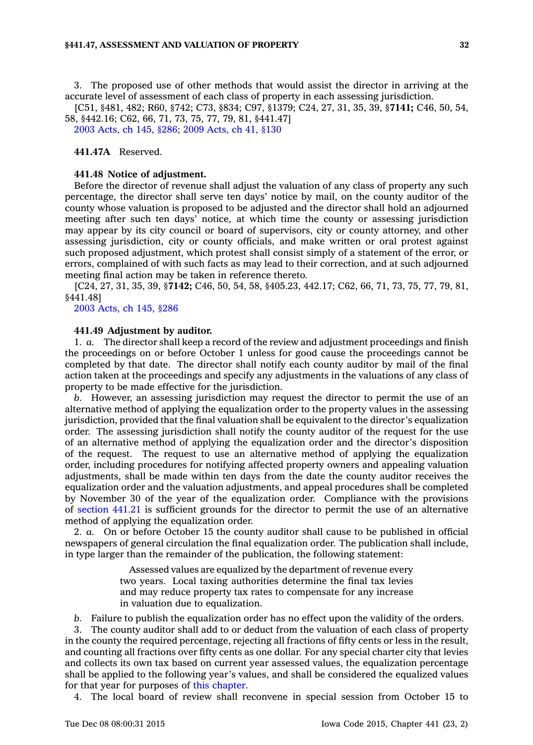3. The proposed use of other methods that would assist the director in arriving at the accurate level of assessment of each class of property in each assessing jurisdiction.

[C51, §481, 482; R60, §742; C73, §834; C97, §1379; C24, 27, 31, 35, 39, §**7141;** C46, 50, 54, 58, §442.16; C62, 66, 71, 73, 75, 77, 79, 81, §441.47]

2003 Acts, ch 145, §286; 2009 Acts, ch 41, §130

**441.47A** Reserved.

**441.48 Notice of adjustment.**

Before the director of revenue shall adjust the valuation of any class of property any such percentage, the director shall serve ten days' notice by mail, on the county auditor of the county whose valuation is proposed to be adjusted and the director shall hold an adjourned meeting after such ten days' notice, at which time the county or assessing jurisdiction may appear by its city council or board of supervisors, city or county attorney, and other assessing jurisdiction, city or county officials, and make written or oral protest against such proposed adjustment, which protest shall consist simply of a statement of the error, or errors, complained of with such facts as may lead to their correction, and at such adjourned meeting final action may be taken in reference thereto.

[C24, 27, 31, 35, 39, §**7142;** C46, 50, 54, 58, §405.23, 442.17; C62, 66, 71, 73, 75, 77, 79, 81, §441.48]

2003 Acts, ch 145, §286

**441.49 Adjustment by auditor.**

1. *a.* The director shall keep a record of the review and adjustment proceedings and finish the proceedings on or before October 1 unless for good cause the proceedings cannot be completed by that date. The director shall notify each county auditor by mail of the final action taken at the proceedings and specify any adjustments in the valuations of any class of property to be made effective for the jurisdiction.

*b.* However, an assessing jurisdiction may request the director to permit the use of an alternative method of applying the equalization order to the property values in the assessing jurisdiction, provided that the final valuation shall be equivalent to the director's equalization order. The assessing jurisdiction shall notify the county auditor of the request for the use of an alternative method of applying the equalization order and the director's disposition of the request. The request to use an alternative method of applying the equalization order, including procedures for notifying affected property owners and appealing valuation adjustments, shall be made within ten days from the date the county auditor receives the equalization order and the valuation adjustments, and appeal procedures shall be completed by November 30 of the year of the equalization order. Compliance with the provisions of section 441.21 is sufficient grounds for the director to permit the use of an alternative method of applying the equalization order.

2. *a.* On or before October 15 the county auditor shall cause to be published in official newspapers of general circulation the final equalization order. The publication shall include, in type larger than the remainder of the publication, the following statement:

> Assessed values are equalized by the department of revenue every two years. Local taxing authorities determine the final tax levies and may reduce property tax rates to compensate for any increase in valuation due to equalization.

*b.* Failure to publish the equalization order has no effect upon the validity of the orders.

3. The county auditor shall add to or deduct from the valuation of each class of property in the county the required percentage, rejecting all fractions of fifty cents or less in the result, and counting all fractions over fifty cents as one dollar. For any special charter city that levies and collects its own tax based on current year assessed values, the equalization percentage shall be applied to the following year's values, and shall be considered the equalized values for that year for purposes of this chapter.

4. The local board of review shall reconvene in special session from October 15 to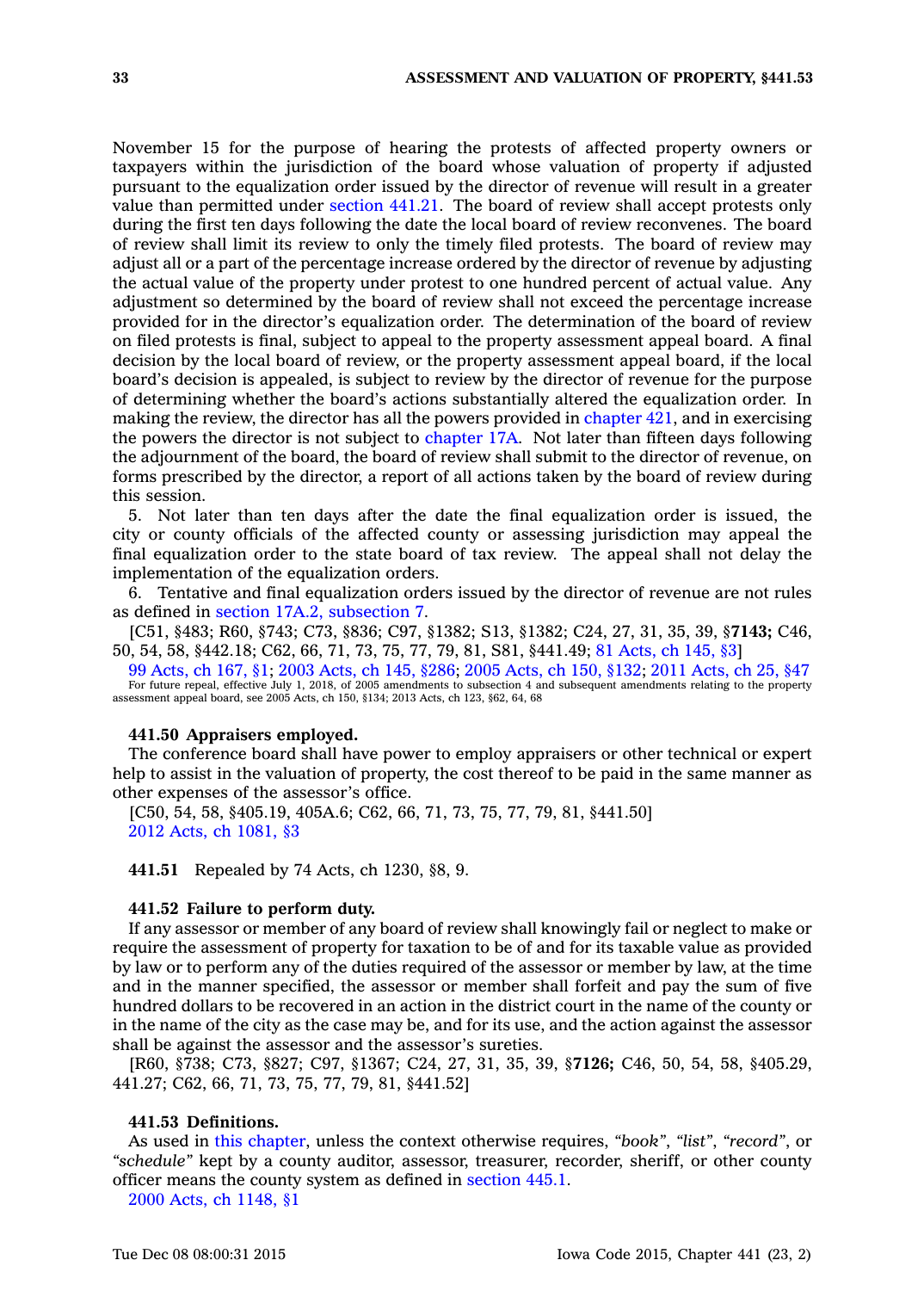November 15 for the purpose of hearing the protests of affected property owners or taxpayers within the jurisdiction of the board whose valuation of property if adjusted pursuant to the equalization order issued by the director of revenue will result in a greater value than permitted under section 441.21. The board of review shall accept protests only during the first ten days following the date the local board of review reconvenes. The board of review shall limit its review to only the timely filed protests. The board of review may adjust all or a part of the percentage increase ordered by the director of revenue by adjusting the actual value of the property under protest to one hundred percent of actual value. Any adjustment so determined by the board of review shall not exceed the percentage increase provided for in the director's equalization order. The determination of the board of review on filed protests is final, subject to appeal to the property assessment appeal board. A final decision by the local board of review, or the property assessment appeal board, if the local board's decision is appealed, is subject to review by the director of revenue for the purpose of determining whether the board's actions substantially altered the equalization order. In making the review, the director has all the powers provided in chapter 421, and in exercising the powers the director is not subject to chapter 17A. Not later than fifteen days following the adjournment of the board, the board of review shall submit to the director of revenue, on forms prescribed by the director, a report of all actions taken by the board of review during this session.

5. Not later than ten days after the date the final equalization order is issued, the city or county officials of the affected county or assessing jurisdiction may appeal the final equalization order to the state board of tax review. The appeal shall not delay the implementation of the equalization orders.

6. Tentative and final equalization orders issued by the director of revenue are not rules as defined in section 17A.2, subsection 7.

[C51, §483; R60, §743; C73, §836; C97, §1382; S13, §1382; C24, 27, 31, 35, 39, §**7143;** C46, 50, 54, 58, §442.18; C62, 66, 71, 73, 75, 77, 79, 81, S81, §441.49; 81 Acts, ch 145, §3]

99 Acts, ch 167, §1; 2003 Acts, ch 145, §286; 2005 Acts, ch 150, §132; 2011 Acts, ch 25, §47

For future repeal, effective July 1, 2018, of 2005 amendments to subsection 4 and subsequent amendments relating to the property assessment appeal board, see 2005 Acts, ch 150, §134; 2013 Acts, ch 123, §62, 64, 68

**441.50 Appraisers employed.**

The conference board shall have power to employ appraisers or other technical or expert help to assist in the valuation of property, the cost thereof to be paid in the same manner as other expenses of the assessor's office.

[C50, 54, 58, §405.19, 405A.6; C62, 66, 71, 73, 75, 77, 79, 81, §441.50]

2012 Acts, ch 1081, §3

**441.51** Repealed by 74 Acts, ch 1230, §8, 9.

**441.52 Failure to perform duty.**

If any assessor or member of any board of review shall knowingly fail or neglect to make or require the assessment of property for taxation to be of and for its taxable value as provided by law or to perform any of the duties required of the assessor or member by law, at the time and in the manner specified, the assessor or member shall forfeit and pay the sum of five hundred dollars to be recovered in an action in the district court in the name of the county or in the name of the city as the case may be, and for its use, and the action against the assessor shall be against the assessor and the assessor's sureties.

[R60, §738; C73, §827; C97, §1367; C24, 27, 31, 35, 39, §**7126;** C46, 50, 54, 58, §405.29, 441.27; C62, 66, 71, 73, 75, 77, 79, 81, §441.52]

**441.53 Definitions.**

As used in this chapter, unless the context otherwise requires, *"book"*, *"list"*, *"record"*, or *"schedule"* kept by a county auditor, assessor, treasurer, recorder, sheriff, or other county officer means the county system as defined in section 445.1.

2000 Acts, ch 1148, §1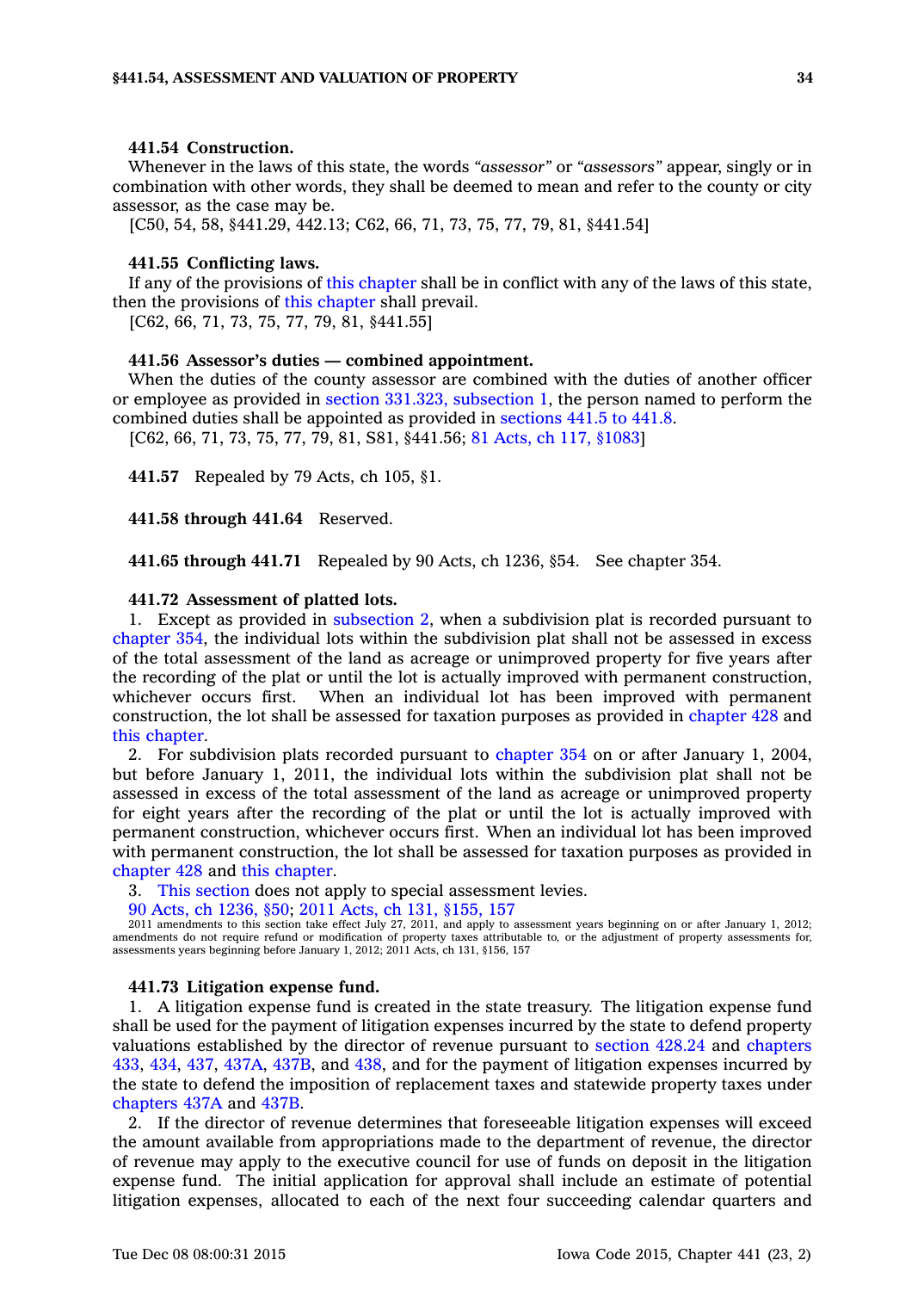**441.54 Construction.**

Whenever in the laws of this state, the words *"assessor"* or *"assessors"* appear, singly or in combination with other words, they shall be deemed to mean and refer to the county or city assessor, as the case may be.

[C50, 54, 58, §441.29, 442.13; C62, 66, 71, 73, 75, 77, 79, 81, §441.54]

**441.55 Conflicting laws.**

If any of the provisions of this chapter shall be in conflict with any of the laws of this state, then the provisions of this chapter shall prevail.

[C62, 66, 71, 73, 75, 77, 79, 81, §441.55]

**441.56 Assessor's duties — combined appointment.**

When the duties of the county assessor are combined with the duties of another officer or employee as provided in section 331.323, subsection 1, the person named to perform the combined duties shall be appointed as provided in sections 441.5 to 441.8.

[C62, 66, 71, 73, 75, 77, 79, 81, S81, §441.56; 81 Acts, ch 117, §1083]

**441.57** Repealed by 79 Acts, ch 105, §1.

**441.58 through 441.64** Reserved.

**441.65 through 441.71** Repealed by 90 Acts, ch 1236, §54. See chapter 354.

**441.72 Assessment of platted lots.**

1. Except as provided in subsection 2, when a subdivision plat is recorded pursuant to chapter 354, the individual lots within the subdivision plat shall not be assessed in excess of the total assessment of the land as acreage or unimproved property for five years after the recording of the plat or until the lot is actually improved with permanent construction, whichever occurs first. When an individual lot has been improved with permanent construction, the lot shall be assessed for taxation purposes as provided in chapter 428 and this chapter.

2. For subdivision plats recorded pursuant to chapter 354 on or after January 1, 2004, but before January 1, 2011, the individual lots within the subdivision plat shall not be assessed in excess of the total assessment of the land as acreage or unimproved property for eight years after the recording of the plat or until the lot is actually improved with permanent construction, whichever occurs first. When an individual lot has been improved with permanent construction, the lot shall be assessed for taxation purposes as provided in chapter 428 and this chapter.

3. This section does not apply to special assessment levies.

90 Acts, ch 1236, §50; 2011 Acts, ch 131, §155, 157

2011 amendments to this section take effect July 27, 2011, and apply to assessment years beginning on or after January 1, 2012; amendments do not require refund or modification of property taxes attributable to, or the adjustment of property assessments for, assessments years beginning before January 1, 2012; 2011 Acts, ch 131, §156, 157

**441.73 Litigation expense fund.**

1. A litigation expense fund is created in the state treasury. The litigation expense fund shall be used for the payment of litigation expenses incurred by the state to defend property valuations established by the director of revenue pursuant to section 428.24 and chapters 433, 434, 437, 437A, 437B, and 438, and for the payment of litigation expenses incurred by the state to defend the imposition of replacement taxes and statewide property taxes under chapters 437A and 437B.

2. If the director of revenue determines that foreseeable litigation expenses will exceed the amount available from appropriations made to the department of revenue, the director of revenue may apply to the executive council for use of funds on deposit in the litigation expense fund. The initial application for approval shall include an estimate of potential litigation expenses, allocated to each of the next four succeeding calendar quarters and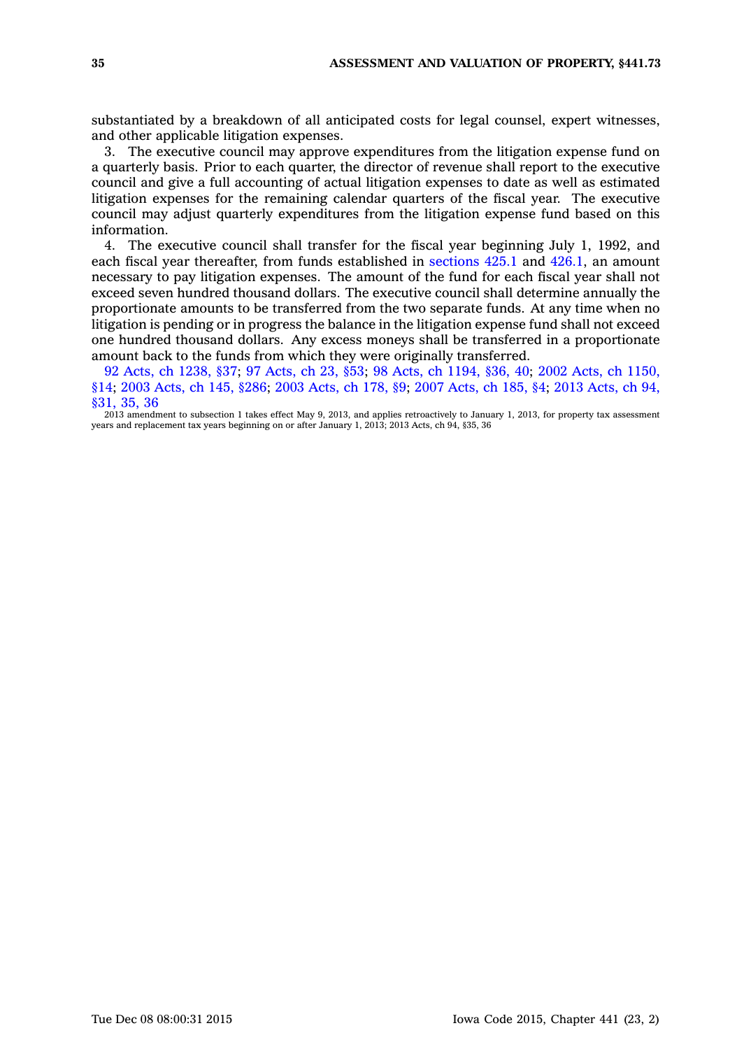substantiated by a breakdown of all anticipated costs for legal counsel, expert witnesses, and other applicable litigation expenses.

3. The executive council may approve expenditures from the litigation expense fund on a quarterly basis. Prior to each quarter, the director of revenue shall report to the executive council and give a full accounting of actual litigation expenses to date as well as estimated litigation expenses for the remaining calendar quarters of the fiscal year. The executive council may adjust quarterly expenditures from the litigation expense fund based on this information.

4. The executive council shall transfer for the fiscal year beginning July 1, 1992, and each fiscal year thereafter, from funds established in sections 425.1 and 426.1, an amount necessary to pay litigation expenses. The amount of the fund for each fiscal year shall not exceed seven hundred thousand dollars. The executive council shall determine annually the proportionate amounts to be transferred from the two separate funds. At any time when no litigation is pending or in progress the balance in the litigation expense fund shall not exceed one hundred thousand dollars. Any excess moneys shall be transferred in a proportionate amount back to the funds from which they were originally transferred.

92 Acts, ch 1238, §37; 97 Acts, ch 23, §53; 98 Acts, ch 1194, §36, 40; 2002 Acts, ch 1150, §14; 2003 Acts, ch 145, §286; 2003 Acts, ch 178, §9; 2007 Acts, ch 185, §4; 2013 Acts, ch 94, §31, 35, 36

2013 amendment to subsection 1 takes effect May 9, 2013, and applies retroactively to January 1, 2013, for property tax assessment years and replacement tax years beginning on or after January 1, 2013; 2013 Acts, ch 94, §35, 36